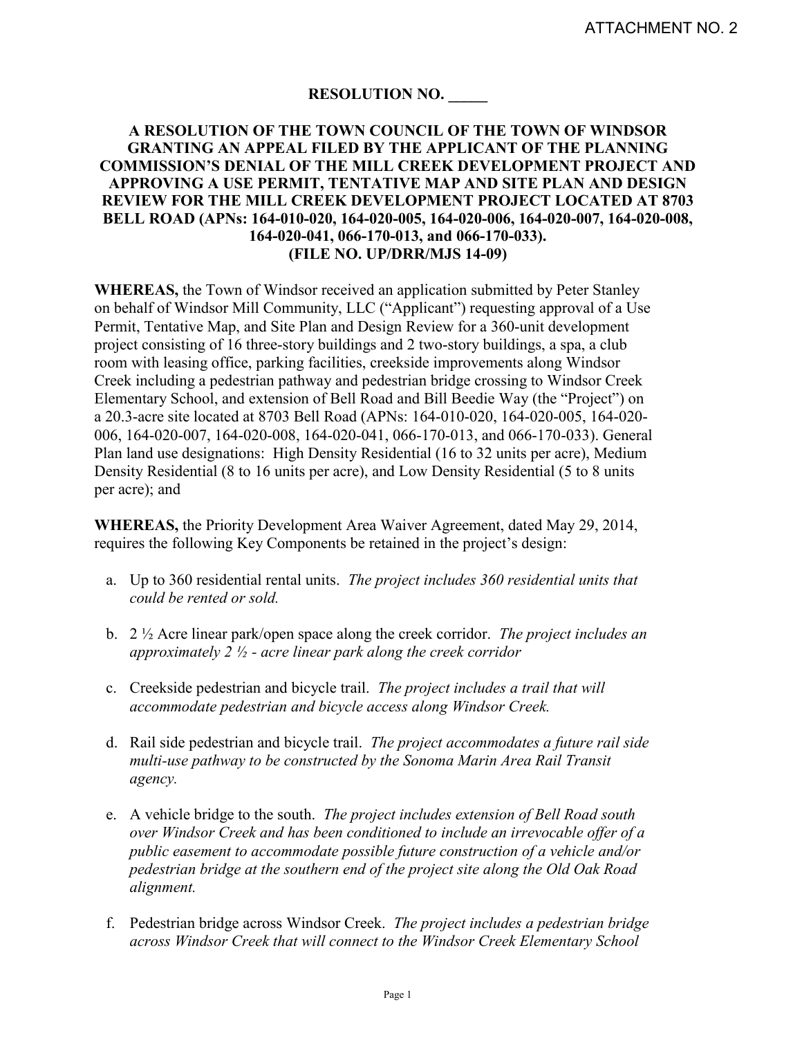ATTACHMENT NO. 2

**RESOLUTION NO. _____**

**A RESOLUTION OF THE TOWN COUNCIL OF THE TOWN OF WINDSOR GRANTING AN APPEAL FILED BY THE APPLICANT OF THE PLANNING COMMISSION'S DENIAL OF THE MILL CREEK DEVELOPMENT PROJECT AND APPROVING A USE PERMIT, TENTATIVE MAP AND SITE PLAN AND DESIGN REVIEW FOR THE MILL CREEK DEVELOPMENT PROJECT LOCATED AT 8703 BELL ROAD (APNs: 164-010-020, 164-020-005, 164-020-006, 164-020-007, 164-020-008, 164-020-041, 066-170-013, and 066-170-033). (FILE NO. UP/DRR/MJS 14-09)**

**WHEREAS,** the Town of Windsor received an application submitted by Peter Stanley on behalf of Windsor Mill Community, LLC ("Applicant") requesting approval of a Use Permit, Tentative Map, and Site Plan and Design Review for a 360-unit development project consisting of 16 three-story buildings and 2 two-story buildings, a spa, a club room with leasing office, parking facilities, creekside improvements along Windsor Creek including a pedestrian pathway and pedestrian bridge crossing to Windsor Creek Elementary School, and extension of Bell Road and Bill Beedie Way (the "Project") on a 20.3-acre site located at 8703 Bell Road (APNs: 164-010-020, 164-020-005, 164-020-006, 164-020-007, 164-020-008, 164-020-041, 066-170-013, and 066-170-033). General Plan land use designations: High Density Residential (16 to 32 units per acre), Medium Density Residential (8 to 16 units per acre), and Low Density Residential (5 to 8 units per acre); and

**WHEREAS,** the Priority Development Area Waiver Agreement, dated May 29, 2014, requires the following Key Components be retained in the project's design:

a. Up to 360 residential rental units. *The project includes 360 residential units that could be rented or sold.*

b. 2 ½ Acre linear park/open space along the creek corridor. *The project includes an approximately 2 ½ - acre linear park along the creek corridor*

c. Creekside pedestrian and bicycle trail. *The project includes a trail that will accommodate pedestrian and bicycle access along Windsor Creek.*

d. Rail side pedestrian and bicycle trail. *The project accommodates a future rail side multi-use pathway to be constructed by the Sonoma Marin Area Rail Transit agency.*

e. A vehicle bridge to the south. *The project includes extension of Bell Road south over Windsor Creek and has been conditioned to include an irrevocable offer of a public easement to accommodate possible future construction of a vehicle and/or pedestrian bridge at the southern end of the project site along the Old Oak Road alignment.*

f. Pedestrian bridge across Windsor Creek. *The project includes a pedestrian bridge across Windsor Creek that will connect to the Windsor Creek Elementary School*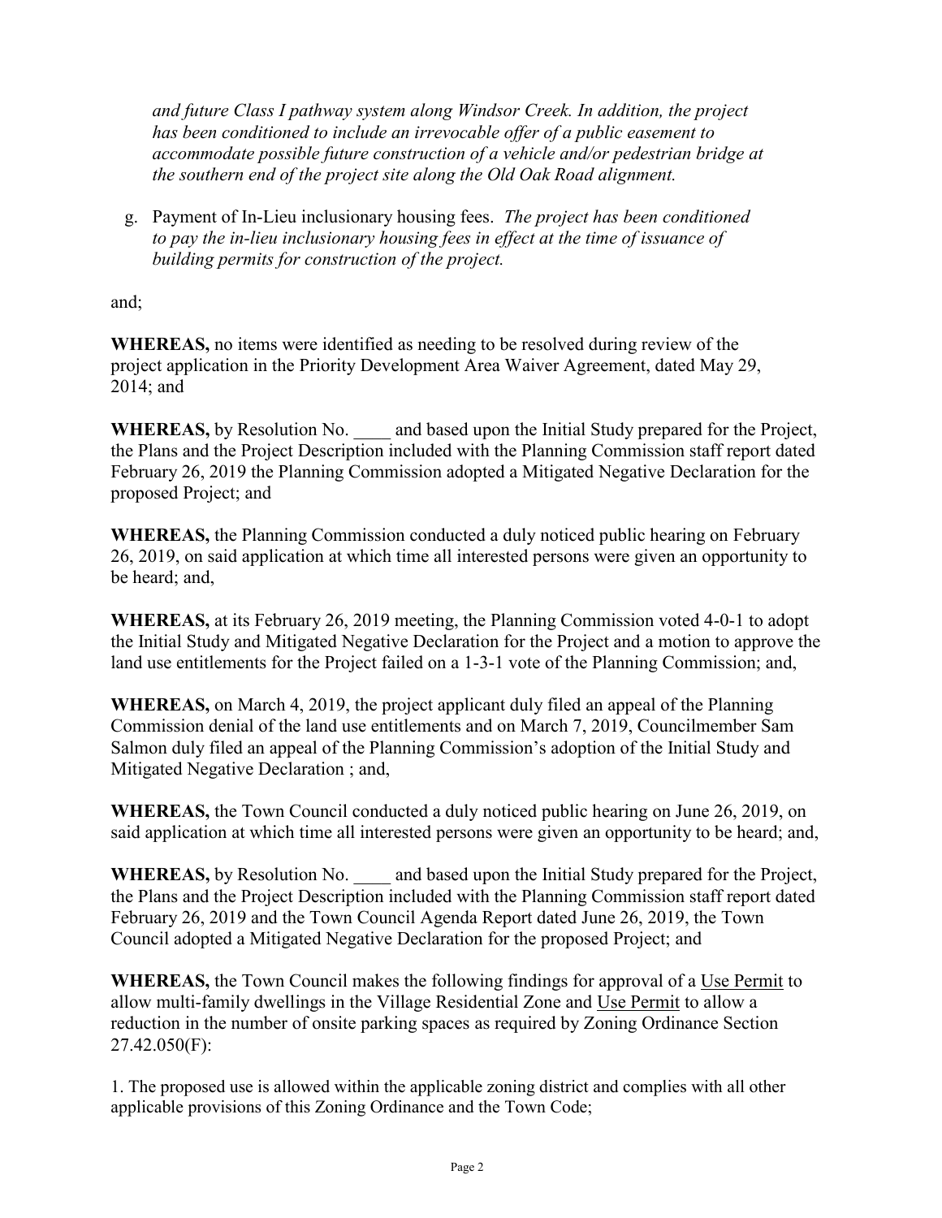*and future Class I pathway system along Windsor Creek. In addition, the project has been conditioned to include an irrevocable offer of a public easement to accommodate possible future construction of a vehicle and/or pedestrian bridge at the southern end of the project site along the Old Oak Road alignment.*

g. Payment of In-Lieu inclusionary housing fees. *The project has been conditioned to pay the in-lieu inclusionary housing fees in effect at the time of issuance of building permits for construction of the project.*

and;

**WHEREAS,** no items were identified as needing to be resolved during review of the project application in the Priority Development Area Waiver Agreement, dated May 29, 2014; and

**WHEREAS,** by Resolution No. ____ and based upon the Initial Study prepared for the Project, the Plans and the Project Description included with the Planning Commission staff report dated February 26, 2019 the Planning Commission adopted a Mitigated Negative Declaration for the proposed Project; and

**WHEREAS,** the Planning Commission conducted a duly noticed public hearing on February 26, 2019, on said application at which time all interested persons were given an opportunity to be heard; and,

**WHEREAS,** at its February 26, 2019 meeting, the Planning Commission voted 4-0-1 to adopt the Initial Study and Mitigated Negative Declaration for the Project and a motion to approve the land use entitlements for the Project failed on a 1-3-1 vote of the Planning Commission; and,

**WHEREAS,** on March 4, 2019, the project applicant duly filed an appeal of the Planning Commission denial of the land use entitlements and on March 7, 2019, Councilmember Sam Salmon duly filed an appeal of the Planning Commission's adoption of the Initial Study and Mitigated Negative Declaration ; and,

**WHEREAS,** the Town Council conducted a duly noticed public hearing on June 26, 2019, on said application at which time all interested persons were given an opportunity to be heard; and,

**WHEREAS,** by Resolution No. ____ and based upon the Initial Study prepared for the Project, the Plans and the Project Description included with the Planning Commission staff report dated February 26, 2019 and the Town Council Agenda Report dated June 26, 2019, the Town Council adopted a Mitigated Negative Declaration for the proposed Project; and

**WHEREAS,** the Town Council makes the following findings for approval of a <u>Use Permit</u> to allow multi-family dwellings in the Village Residential Zone and <u>Use Permit</u> to allow a reduction in the number of onsite parking spaces as required by Zoning Ordinance Section 27.42.050(F):

1. The proposed use is allowed within the applicable zoning district and complies with all other applicable provisions of this Zoning Ordinance and the Town Code;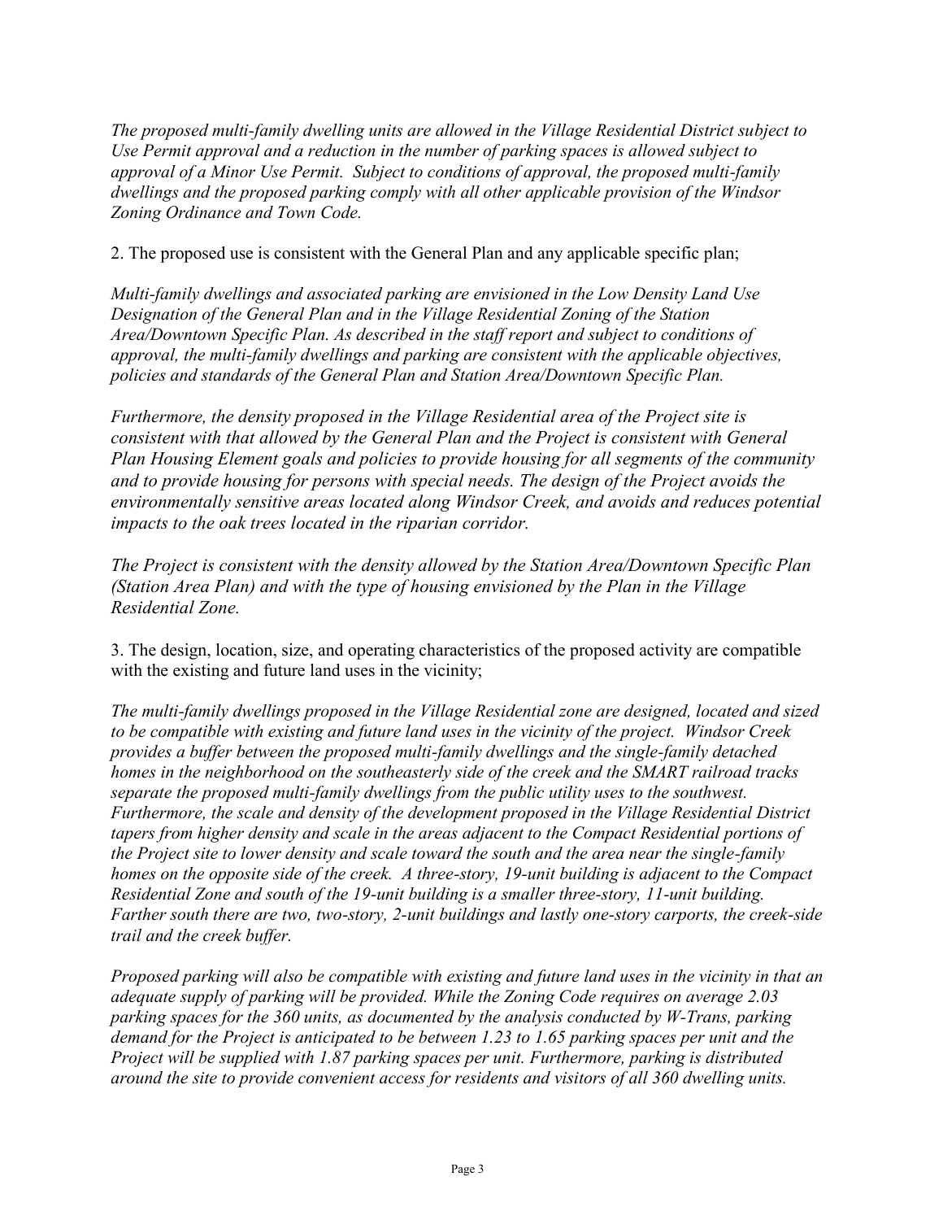*The proposed multi-family dwelling units are allowed in the Village Residential District subject to Use Permit approval and a reduction in the number of parking spaces is allowed subject to approval of a Minor Use Permit. Subject to conditions of approval, the proposed multi-family dwellings and the proposed parking comply with all other applicable provision of the Windsor Zoning Ordinance and Town Code.*

2. The proposed use is consistent with the General Plan and any applicable specific plan;

*Multi-family dwellings and associated parking are envisioned in the Low Density Land Use Designation of the General Plan and in the Village Residential Zoning of the Station Area/Downtown Specific Plan. As described in the staff report and subject to conditions of approval, the multi-family dwellings and parking are consistent with the applicable objectives, policies and standards of the General Plan and Station Area/Downtown Specific Plan.*

*Furthermore, the density proposed in the Village Residential area of the Project site is consistent with that allowed by the General Plan and the Project is consistent with General Plan Housing Element goals and policies to provide housing for all segments of the community and to provide housing for persons with special needs. The design of the Project avoids the environmentally sensitive areas located along Windsor Creek, and avoids and reduces potential impacts to the oak trees located in the riparian corridor.*

*The Project is consistent with the density allowed by the Station Area/Downtown Specific Plan (Station Area Plan) and with the type of housing envisioned by the Plan in the Village Residential Zone.*

3. The design, location, size, and operating characteristics of the proposed activity are compatible with the existing and future land uses in the vicinity;

*The multi-family dwellings proposed in the Village Residential zone are designed, located and sized to be compatible with existing and future land uses in the vicinity of the project. Windsor Creek provides a buffer between the proposed multi-family dwellings and the single-family detached homes in the neighborhood on the southeasterly side of the creek and the SMART railroad tracks separate the proposed multi-family dwellings from the public utility uses to the southwest. Furthermore, the scale and density of the development proposed in the Village Residential District tapers from higher density and scale in the areas adjacent to the Compact Residential portions of the Project site to lower density and scale toward the south and the area near the single-family homes on the opposite side of the creek. A three-story, 19-unit building is adjacent to the Compact Residential Zone and south of the 19-unit building is a smaller three-story, 11-unit building. Farther south there are two, two-story, 2-unit buildings and lastly one-story carports, the creek-side trail and the creek buffer.*

*Proposed parking will also be compatible with existing and future land uses in the vicinity in that an adequate supply of parking will be provided. While the Zoning Code requires on average 2.03 parking spaces for the 360 units, as documented by the analysis conducted by W-Trans, parking demand for the Project is anticipated to be between 1.23 to 1.65 parking spaces per unit and the Project will be supplied with 1.87 parking spaces per unit. Furthermore, parking is distributed around the site to provide convenient access for residents and visitors of all 360 dwelling units.*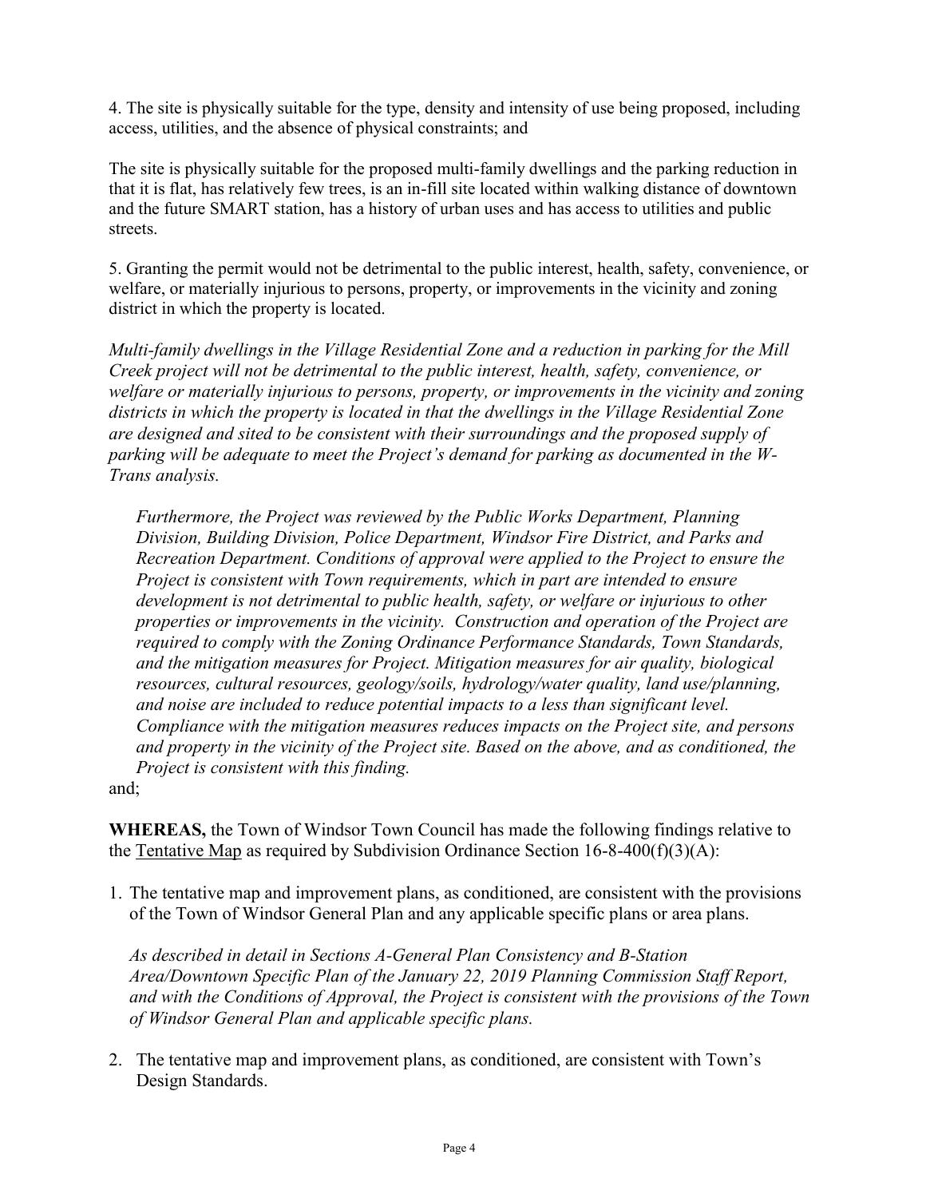4. The site is physically suitable for the type, density and intensity of use being proposed, including access, utilities, and the absence of physical constraints; and

The site is physically suitable for the proposed multi-family dwellings and the parking reduction in that it is flat, has relatively few trees, is an in-fill site located within walking distance of downtown and the future SMART station, has a history of urban uses and has access to utilities and public streets.

5. Granting the permit would not be detrimental to the public interest, health, safety, convenience, or welfare, or materially injurious to persons, property, or improvements in the vicinity and zoning district in which the property is located.

*Multi-family dwellings in the Village Residential Zone and a reduction in parking for the Mill Creek project will not be detrimental to the public interest, health, safety, convenience, or welfare or materially injurious to persons, property, or improvements in the vicinity and zoning districts in which the property is located in that the dwellings in the Village Residential Zone are designed and sited to be consistent with their surroundings and the proposed supply of parking will be adequate to meet the Project's demand for parking as documented in the W-Trans analysis.*

> *Furthermore, the Project was reviewed by the Public Works Department, Planning Division, Building Division, Police Department, Windsor Fire District, and Parks and Recreation Department. Conditions of approval were applied to the Project to ensure the Project is consistent with Town requirements, which in part are intended to ensure development is not detrimental to public health, safety, or welfare or injurious to other properties or improvements in the vicinity. Construction and operation of the Project are required to comply with the Zoning Ordinance Performance Standards, Town Standards, and the mitigation measures for Project. Mitigation measures for air quality, biological resources, cultural resources, geology/soils, hydrology/water quality, land use/planning, and noise are included to reduce potential impacts to a less than significant level. Compliance with the mitigation measures reduces impacts on the Project site, and persons and property in the vicinity of the Project site. Based on the above, and as conditioned, the Project is consistent with this finding.*

and;

**WHEREAS,** the Town of Windsor Town Council has made the following findings relative to the <u>Tentative Map</u> as required by Subdivision Ordinance Section 16-8-400(f)(3)(A):

1. The tentative map and improvement plans, as conditioned, are consistent with the provisions of the Town of Windsor General Plan and any applicable specific plans or area plans.

   *As described in detail in Sections A-General Plan Consistency and B-Station Area/Downtown Specific Plan of the January 22, 2019 Planning Commission Staff Report, and with the Conditions of Approval, the Project is consistent with the provisions of the Town of Windsor General Plan and applicable specific plans.*

2. The tentative map and improvement plans, as conditioned, are consistent with Town's Design Standards.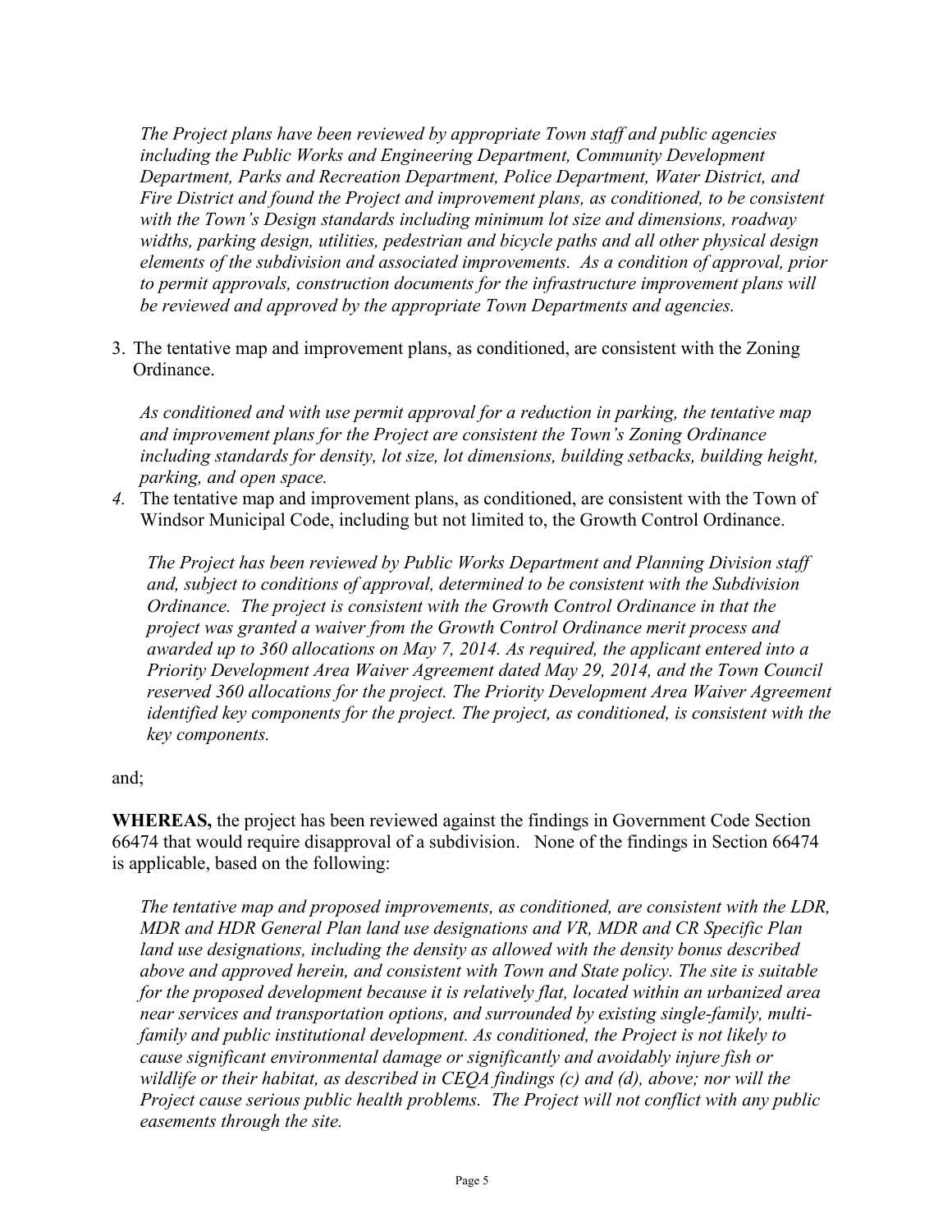*The Project plans have been reviewed by appropriate Town staff and public agencies including the Public Works and Engineering Department, Community Development Department, Parks and Recreation Department, Police Department, Water District, and Fire District and found the Project and improvement plans, as conditioned, to be consistent with the Town's Design standards including minimum lot size and dimensions, roadway widths, parking design, utilities, pedestrian and bicycle paths and all other physical design elements of the subdivision and associated improvements. As a condition of approval, prior to permit approvals, construction documents for the infrastructure improvement plans will be reviewed and approved by the appropriate Town Departments and agencies.*

3. The tentative map and improvement plans, as conditioned, are consistent with the Zoning Ordinance.

   *As conditioned and with use permit approval for a reduction in parking, the tentative map and improvement plans for the Project are consistent the Town's Zoning Ordinance including standards for density, lot size, lot dimensions, building setbacks, building height, parking, and open space.*

4. The tentative map and improvement plans, as conditioned, are consistent with the Town of Windsor Municipal Code, including but not limited to, the Growth Control Ordinance.

   *The Project has been reviewed by Public Works Department and Planning Division staff and, subject to conditions of approval, determined to be consistent with the Subdivision Ordinance. The project is consistent with the Growth Control Ordinance in that the project was granted a waiver from the Growth Control Ordinance merit process and awarded up to 360 allocations on May 7, 2014. As required, the applicant entered into a Priority Development Area Waiver Agreement dated May 29, 2014, and the Town Council reserved 360 allocations for the project. The Priority Development Area Waiver Agreement identified key components for the project. The project, as conditioned, is consistent with the key components.*

and;

**WHEREAS,** the project has been reviewed against the findings in Government Code Section 66474 that would require disapproval of a subdivision. None of the findings in Section 66474 is applicable, based on the following:

*The tentative map and proposed improvements, as conditioned, are consistent with the LDR, MDR and HDR General Plan land use designations and VR, MDR and CR Specific Plan land use designations, including the density as allowed with the density bonus described above and approved herein, and consistent with Town and State policy. The site is suitable for the proposed development because it is relatively flat, located within an urbanized area near services and transportation options, and surrounded by existing single-family, multi-family and public institutional development. As conditioned, the Project is not likely to cause significant environmental damage or significantly and avoidably injure fish or wildlife or their habitat, as described in CEQA findings (c) and (d), above; nor will the Project cause serious public health problems. The Project will not conflict with any public easements through the site.*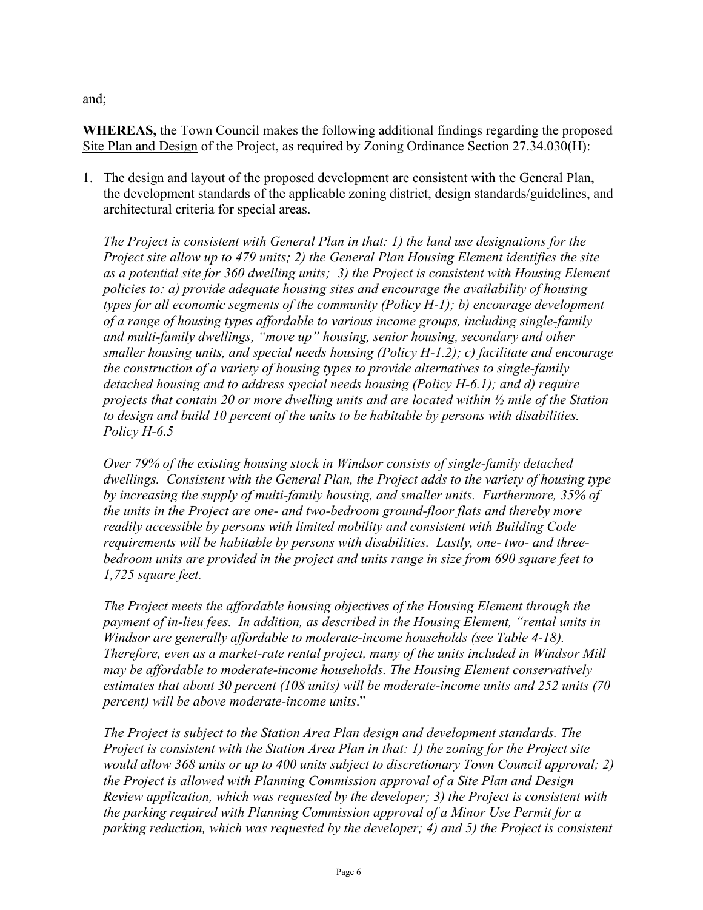and;

**WHEREAS,** the Town Council makes the following additional findings regarding the proposed Site Plan and Design of the Project, as required by Zoning Ordinance Section 27.34.030(H):

1. The design and layout of the proposed development are consistent with the General Plan, the development standards of the applicable zoning district, design standards/guidelines, and architectural criteria for special areas.

   *The Project is consistent with General Plan in that: 1) the land use designations for the Project site allow up to 479 units; 2) the General Plan Housing Element identifies the site as a potential site for 360 dwelling units; 3) the Project is consistent with Housing Element policies to: a) provide adequate housing sites and encourage the availability of housing types for all economic segments of the community (Policy H-1); b) encourage development of a range of housing types affordable to various income groups, including single-family and multi-family dwellings, "move up" housing, senior housing, secondary and other smaller housing units, and special needs housing (Policy H-1.2); c) facilitate and encourage the construction of a variety of housing types to provide alternatives to single-family detached housing and to address special needs housing (Policy H-6.1); and d) require projects that contain 20 or more dwelling units and are located within ½ mile of the Station to design and build 10 percent of the units to be habitable by persons with disabilities. Policy H-6.5*

   *Over 79% of the existing housing stock in Windsor consists of single-family detached dwellings. Consistent with the General Plan, the Project adds to the variety of housing type by increasing the supply of multi-family housing, and smaller units. Furthermore, 35% of the units in the Project are one- and two-bedroom ground-floor flats and thereby more readily accessible by persons with limited mobility and consistent with Building Code requirements will be habitable by persons with disabilities. Lastly, one- two- and three-bedroom units are provided in the project and units range in size from 690 square feet to 1,725 square feet.*

   *The Project meets the affordable housing objectives of the Housing Element through the payment of in-lieu fees. In addition, as described in the Housing Element, "rental units in Windsor are generally affordable to moderate-income households (see Table 4-18). Therefore, even as a market-rate rental project, many of the units included in Windsor Mill may be affordable to moderate-income households. The Housing Element conservatively estimates that about 30 percent (108 units) will be moderate-income units and 252 units (70 percent) will be above moderate-income units*."

   *The Project is subject to the Station Area Plan design and development standards. The Project is consistent with the Station Area Plan in that: 1) the zoning for the Project site would allow 368 units or up to 400 units subject to discretionary Town Council approval; 2) the Project is allowed with Planning Commission approval of a Site Plan and Design Review application, which was requested by the developer; 3) the Project is consistent with the parking required with Planning Commission approval of a Minor Use Permit for a parking reduction, which was requested by the developer; 4) and 5) the Project is consistent*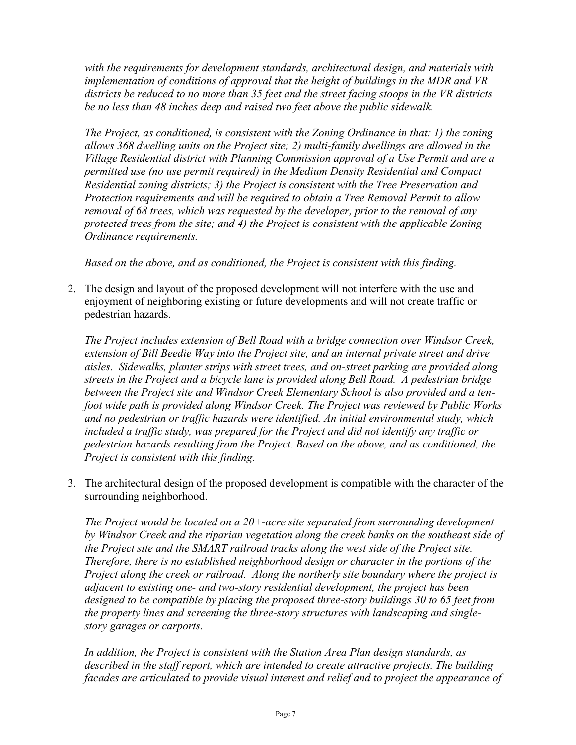*with the requirements for development standards, architectural design, and materials with implementation of conditions of approval that the height of buildings in the MDR and VR districts be reduced to no more than 35 feet and the street facing stoops in the VR districts be no less than 48 inches deep and raised two feet above the public sidewalk.*

*The Project, as conditioned, is consistent with the Zoning Ordinance in that: 1) the zoning allows 368 dwelling units on the Project site; 2) multi-family dwellings are allowed in the Village Residential district with Planning Commission approval of a Use Permit and are a permitted use (no use permit required) in the Medium Density Residential and Compact Residential zoning districts; 3) the Project is consistent with the Tree Preservation and Protection requirements and will be required to obtain a Tree Removal Permit to allow removal of 68 trees, which was requested by the developer, prior to the removal of any protected trees from the site; and 4) the Project is consistent with the applicable Zoning Ordinance requirements.*

*Based on the above, and as conditioned, the Project is consistent with this finding.*

2. The design and layout of the proposed development will not interfere with the use and enjoyment of neighboring existing or future developments and will not create traffic or pedestrian hazards.

   *The Project includes extension of Bell Road with a bridge connection over Windsor Creek, extension of Bill Beedie Way into the Project site, and an internal private street and drive aisles. Sidewalks, planter strips with street trees, and on-street parking are provided along streets in the Project and a bicycle lane is provided along Bell Road. A pedestrian bridge between the Project site and Windsor Creek Elementary School is also provided and a ten-foot wide path is provided along Windsor Creek. The Project was reviewed by Public Works and no pedestrian or traffic hazards were identified. An initial environmental study, which included a traffic study, was prepared for the Project and did not identify any traffic or pedestrian hazards resulting from the Project. Based on the above, and as conditioned, the Project is consistent with this finding.*

3. The architectural design of the proposed development is compatible with the character of the surrounding neighborhood.

   *The Project would be located on a 20+-acre site separated from surrounding development by Windsor Creek and the riparian vegetation along the creek banks on the southeast side of the Project site and the SMART railroad tracks along the west side of the Project site. Therefore, there is no established neighborhood design or character in the portions of the Project along the creek or railroad. Along the northerly site boundary where the project is adjacent to existing one- and two-story residential development, the project has been designed to be compatible by placing the proposed three-story buildings 30 to 65 feet from the property lines and screening the three-story structures with landscaping and single-story garages or carports.*

   *In addition, the Project is consistent with the Station Area Plan design standards, as described in the staff report, which are intended to create attractive projects. The building facades are articulated to provide visual interest and relief and to project the appearance of*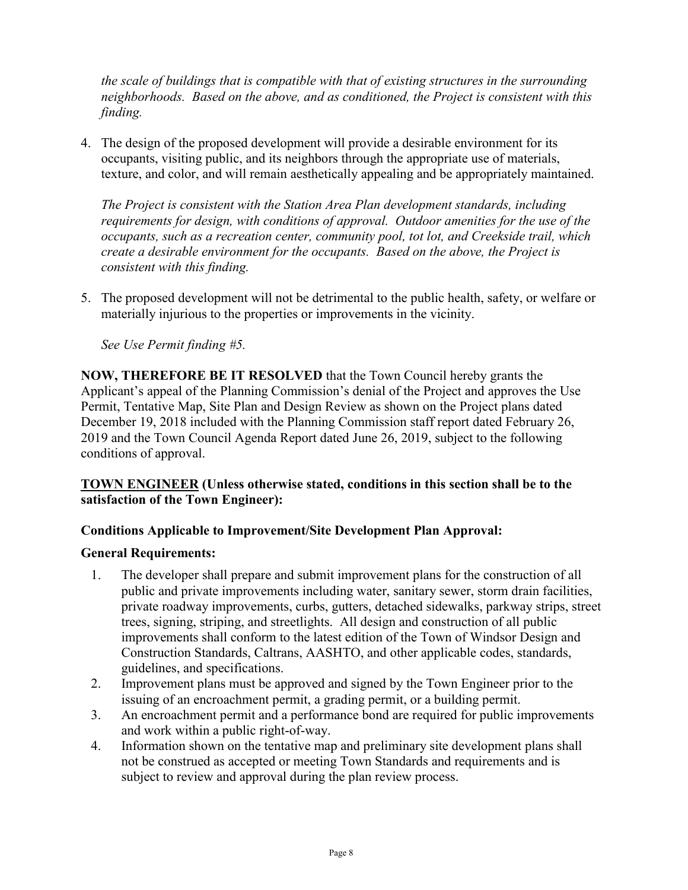*the scale of buildings that is compatible with that of existing structures in the surrounding neighborhoods. Based on the above, and as conditioned, the Project is consistent with this finding.*

4. The design of the proposed development will provide a desirable environment for its occupants, visiting public, and its neighbors through the appropriate use of materials, texture, and color, and will remain aesthetically appealing and be appropriately maintained.

   *The Project is consistent with the Station Area Plan development standards, including requirements for design, with conditions of approval. Outdoor amenities for the use of the occupants, such as a recreation center, community pool, tot lot, and Creekside trail, which create a desirable environment for the occupants. Based on the above, the Project is consistent with this finding.*

5. The proposed development will not be detrimental to the public health, safety, or welfare or materially injurious to the properties or improvements in the vicinity.

   *See Use Permit finding #5.*

**NOW, THEREFORE BE IT RESOLVED** that the Town Council hereby grants the Applicant's appeal of the Planning Commission's denial of the Project and approves the Use Permit, Tentative Map, Site Plan and Design Review as shown on the Project plans dated December 19, 2018 included with the Planning Commission staff report dated February 26, 2019 and the Town Council Agenda Report dated June 26, 2019, subject to the following conditions of approval.

**<u>TOWN ENGINEER</u> (Unless otherwise stated, conditions in this section shall be to the satisfaction of the Town Engineer):**

**Conditions Applicable to Improvement/Site Development Plan Approval:**

**General Requirements:**

1. The developer shall prepare and submit improvement plans for the construction of all public and private improvements including water, sanitary sewer, storm drain facilities, private roadway improvements, curbs, gutters, detached sidewalks, parkway strips, street trees, signing, striping, and streetlights. All design and construction of all public improvements shall conform to the latest edition of the Town of Windsor Design and Construction Standards, Caltrans, AASHTO, and other applicable codes, standards, guidelines, and specifications.
2. Improvement plans must be approved and signed by the Town Engineer prior to the issuing of an encroachment permit, a grading permit, or a building permit.
3. An encroachment permit and a performance bond are required for public improvements and work within a public right-of-way.
4. Information shown on the tentative map and preliminary site development plans shall not be construed as accepted or meeting Town Standards and requirements and is subject to review and approval during the plan review process.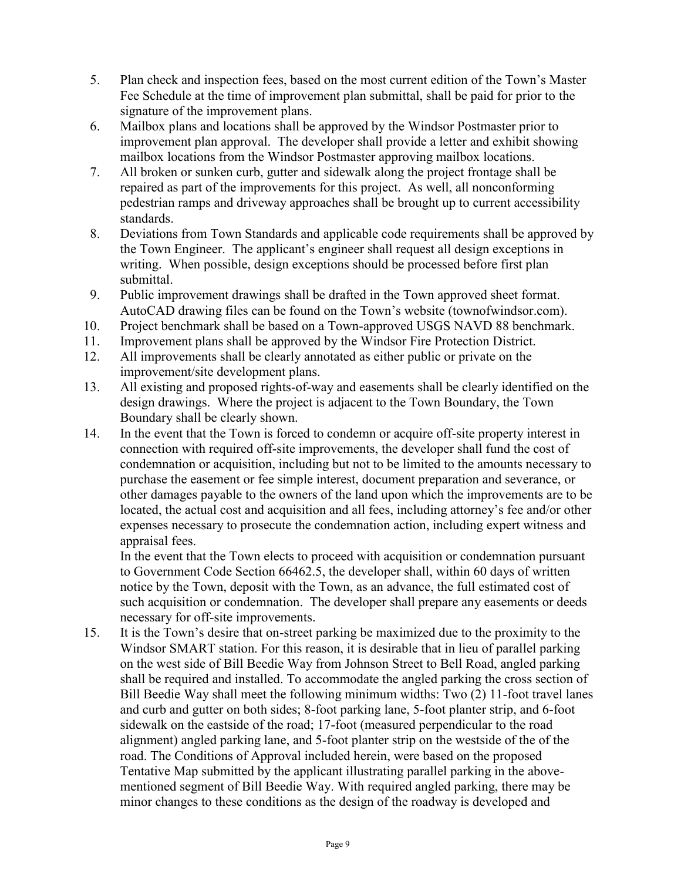5. Plan check and inspection fees, based on the most current edition of the Town's Master Fee Schedule at the time of improvement plan submittal, shall be paid for prior to the signature of the improvement plans.
6. Mailbox plans and locations shall be approved by the Windsor Postmaster prior to improvement plan approval. The developer shall provide a letter and exhibit showing mailbox locations from the Windsor Postmaster approving mailbox locations.
7. All broken or sunken curb, gutter and sidewalk along the project frontage shall be repaired as part of the improvements for this project. As well, all nonconforming pedestrian ramps and driveway approaches shall be brought up to current accessibility standards.
8. Deviations from Town Standards and applicable code requirements shall be approved by the Town Engineer. The applicant's engineer shall request all design exceptions in writing. When possible, design exceptions should be processed before first plan submittal.
9. Public improvement drawings shall be drafted in the Town approved sheet format. AutoCAD drawing files can be found on the Town's website (townofwindsor.com).
10. Project benchmark shall be based on a Town-approved USGS NAVD 88 benchmark.
11. Improvement plans shall be approved by the Windsor Fire Protection District.
12. All improvements shall be clearly annotated as either public or private on the improvement/site development plans.
13. All existing and proposed rights-of-way and easements shall be clearly identified on the design drawings. Where the project is adjacent to the Town Boundary, the Town Boundary shall be clearly shown.
14. In the event that the Town is forced to condemn or acquire off-site property interest in connection with required off-site improvements, the developer shall fund the cost of condemnation or acquisition, including but not to be limited to the amounts necessary to purchase the easement or fee simple interest, document preparation and severance, or other damages payable to the owners of the land upon which the improvements are to be located, the actual cost and acquisition and all fees, including attorney's fee and/or other expenses necessary to prosecute the condemnation action, including expert witness and appraisal fees.

    In the event that the Town elects to proceed with acquisition or condemnation pursuant to Government Code Section 66462.5, the developer shall, within 60 days of written notice by the Town, deposit with the Town, as an advance, the full estimated cost of such acquisition or condemnation. The developer shall prepare any easements or deeds necessary for off-site improvements.
15. It is the Town's desire that on-street parking be maximized due to the proximity to the Windsor SMART station. For this reason, it is desirable that in lieu of parallel parking on the west side of Bill Beedie Way from Johnson Street to Bell Road, angled parking shall be required and installed. To accommodate the angled parking the cross section of Bill Beedie Way shall meet the following minimum widths: Two (2) 11-foot travel lanes and curb and gutter on both sides; 8-foot parking lane, 5-foot planter strip, and 6-foot sidewalk on the eastside of the road; 17-foot (measured perpendicular to the road alignment) angled parking lane, and 5-foot planter strip on the westside of the of the road. The Conditions of Approval included herein, were based on the proposed Tentative Map submitted by the applicant illustrating parallel parking in the above-mentioned segment of Bill Beedie Way. With required angled parking, there may be minor changes to these conditions as the design of the roadway is developed and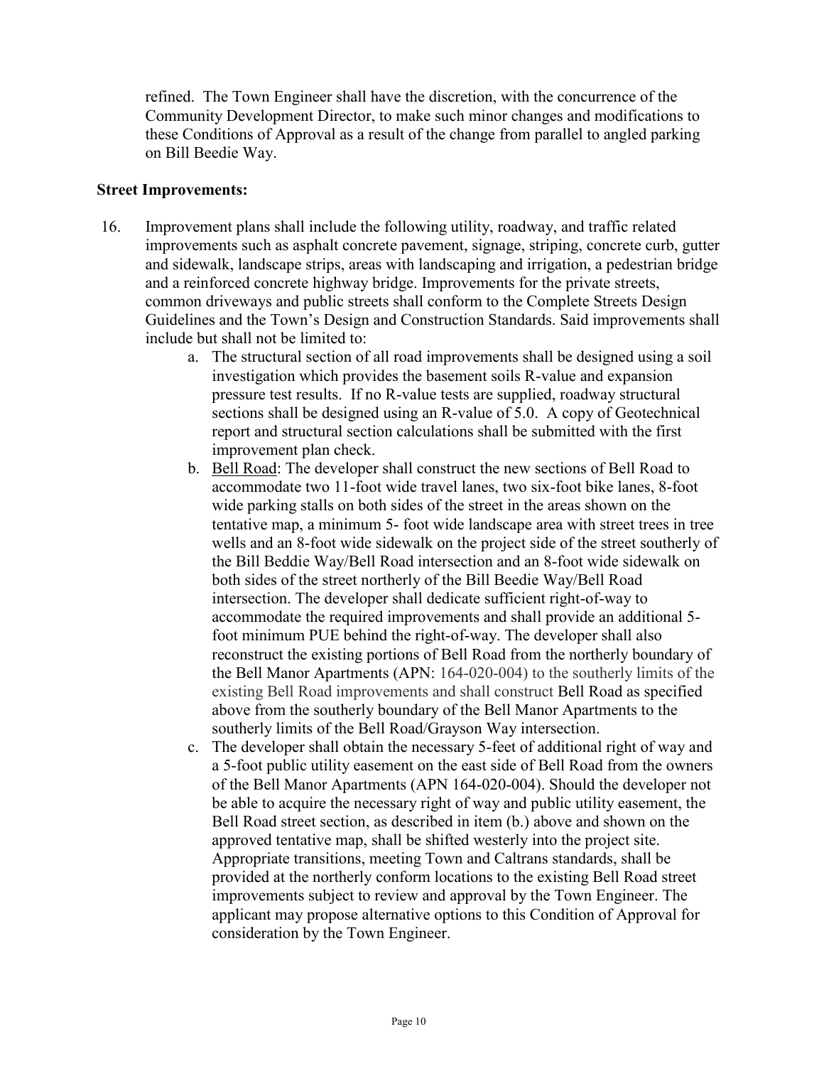refined. The Town Engineer shall have the discretion, with the concurrence of the Community Development Director, to make such minor changes and modifications to these Conditions of Approval as a result of the change from parallel to angled parking on Bill Beedie Way.

**Street Improvements:**

16. Improvement plans shall include the following utility, roadway, and traffic related improvements such as asphalt concrete pavement, signage, striping, concrete curb, gutter and sidewalk, landscape strips, areas with landscaping and irrigation, a pedestrian bridge and a reinforced concrete highway bridge. Improvements for the private streets, common driveways and public streets shall conform to the Complete Streets Design Guidelines and the Town's Design and Construction Standards. Said improvements shall include but shall not be limited to:

    a. The structural section of all road improvements shall be designed using a soil investigation which provides the basement soils R-value and expansion pressure test results. If no R-value tests are supplied, roadway structural sections shall be designed using an R-value of 5.0. A copy of Geotechnical report and structural section calculations shall be submitted with the first improvement plan check.

    b. Bell Road: The developer shall construct the new sections of Bell Road to accommodate two 11-foot wide travel lanes, two six-foot bike lanes, 8-foot wide parking stalls on both sides of the street in the areas shown on the tentative map, a minimum 5- foot wide landscape area with street trees in tree wells and an 8-foot wide sidewalk on the project side of the street southerly of the Bill Beddie Way/Bell Road intersection and an 8-foot wide sidewalk on both sides of the street northerly of the Bill Beedie Way/Bell Road intersection. The developer shall dedicate sufficient right-of-way to accommodate the required improvements and shall provide an additional 5-foot minimum PUE behind the right-of-way. The developer shall also reconstruct the existing portions of Bell Road from the northerly boundary of the Bell Manor Apartments (APN: 164-020-004) to the southerly limits of the existing Bell Road improvements and shall construct Bell Road as specified above from the southerly boundary of the Bell Manor Apartments to the southerly limits of the Bell Road/Grayson Way intersection.

    c. The developer shall obtain the necessary 5-feet of additional right of way and a 5-foot public utility easement on the east side of Bell Road from the owners of the Bell Manor Apartments (APN 164-020-004). Should the developer not be able to acquire the necessary right of way and public utility easement, the Bell Road street section, as described in item (b.) above and shown on the approved tentative map, shall be shifted westerly into the project site. Appropriate transitions, meeting Town and Caltrans standards, shall be provided at the northerly conform locations to the existing Bell Road street improvements subject to review and approval by the Town Engineer. The applicant may propose alternative options to this Condition of Approval for consideration by the Town Engineer.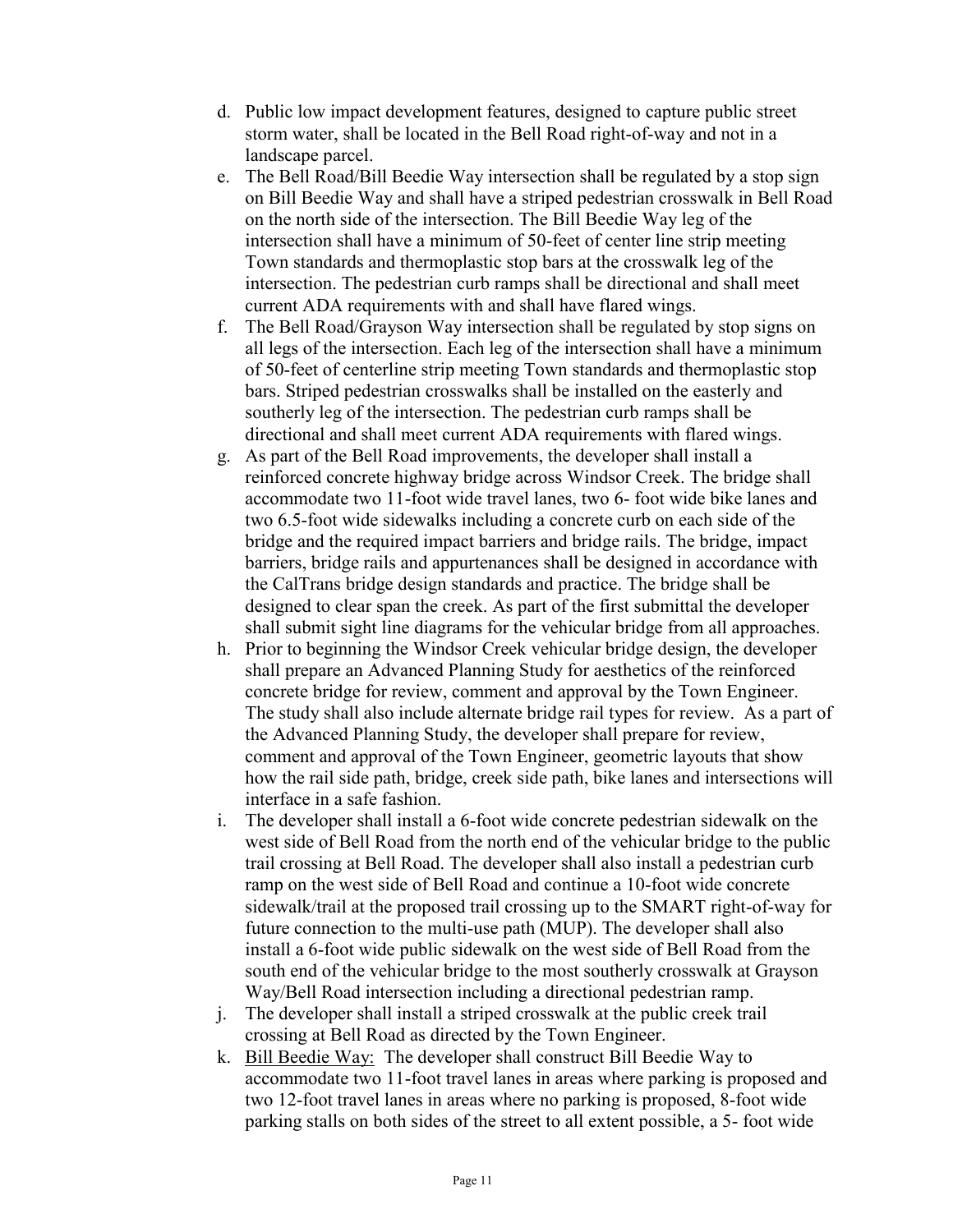d. Public low impact development features, designed to capture public street storm water, shall be located in the Bell Road right-of-way and not in a landscape parcel.

e. The Bell Road/Bill Beedie Way intersection shall be regulated by a stop sign on Bill Beedie Way and shall have a striped pedestrian crosswalk in Bell Road on the north side of the intersection. The Bill Beedie Way leg of the intersection shall have a minimum of 50-feet of center line strip meeting Town standards and thermoplastic stop bars at the crosswalk leg of the intersection. The pedestrian curb ramps shall be directional and shall meet current ADA requirements with and shall have flared wings.

f. The Bell Road/Grayson Way intersection shall be regulated by stop signs on all legs of the intersection. Each leg of the intersection shall have a minimum of 50-feet of centerline strip meeting Town standards and thermoplastic stop bars. Striped pedestrian crosswalks shall be installed on the easterly and southerly leg of the intersection. The pedestrian curb ramps shall be directional and shall meet current ADA requirements with flared wings.

g. As part of the Bell Road improvements, the developer shall install a reinforced concrete highway bridge across Windsor Creek. The bridge shall accommodate two 11-foot wide travel lanes, two 6- foot wide bike lanes and two 6.5-foot wide sidewalks including a concrete curb on each side of the bridge and the required impact barriers and bridge rails. The bridge, impact barriers, bridge rails and appurtenances shall be designed in accordance with the CalTrans bridge design standards and practice. The bridge shall be designed to clear span the creek. As part of the first submittal the developer shall submit sight line diagrams for the vehicular bridge from all approaches.

h. Prior to beginning the Windsor Creek vehicular bridge design, the developer shall prepare an Advanced Planning Study for aesthetics of the reinforced concrete bridge for review, comment and approval by the Town Engineer. The study shall also include alternate bridge rail types for review. As a part of the Advanced Planning Study, the developer shall prepare for review, comment and approval of the Town Engineer, geometric layouts that show how the rail side path, bridge, creek side path, bike lanes and intersections will interface in a safe fashion.

i. The developer shall install a 6-foot wide concrete pedestrian sidewalk on the west side of Bell Road from the north end of the vehicular bridge to the public trail crossing at Bell Road. The developer shall also install a pedestrian curb ramp on the west side of Bell Road and continue a 10-foot wide concrete sidewalk/trail at the proposed trail crossing up to the SMART right-of-way for future connection to the multi-use path (MUP). The developer shall also install a 6-foot wide public sidewalk on the west side of Bell Road from the south end of the vehicular bridge to the most southerly crosswalk at Grayson Way/Bell Road intersection including a directional pedestrian ramp.

j. The developer shall install a striped crosswalk at the public creek trail crossing at Bell Road as directed by the Town Engineer.

k. <u>Bill Beedie Way:</u> The developer shall construct Bill Beedie Way to accommodate two 11-foot travel lanes in areas where parking is proposed and two 12-foot travel lanes in areas where no parking is proposed, 8-foot wide parking stalls on both sides of the street to all extent possible, a 5- foot wide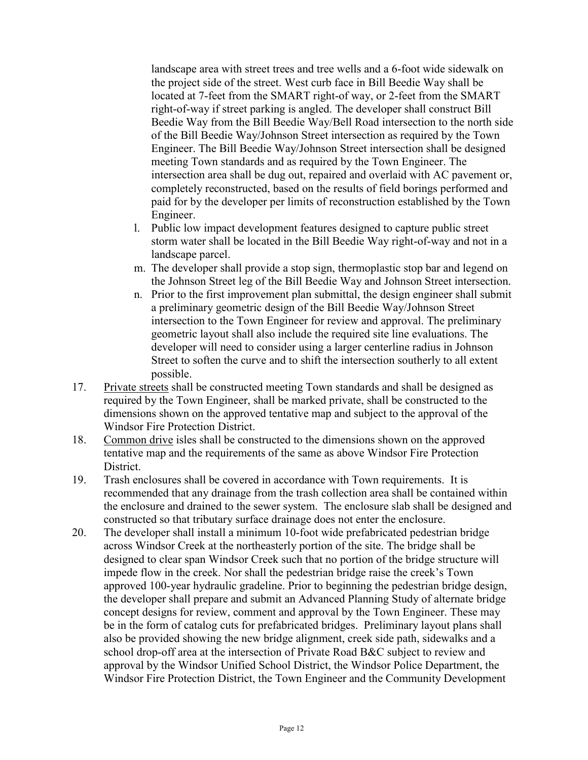landscape area with street trees and tree wells and a 6-foot wide sidewalk on the project side of the street. West curb face in Bill Beedie Way shall be located at 7-feet from the SMART right-of way, or 2-feet from the SMART right-of-way if street parking is angled. The developer shall construct Bill Beedie Way from the Bill Beedie Way/Bell Road intersection to the north side of the Bill Beedie Way/Johnson Street intersection as required by the Town Engineer. The Bill Beedie Way/Johnson Street intersection shall be designed meeting Town standards and as required by the Town Engineer. The intersection area shall be dug out, repaired and overlaid with AC pavement or, completely reconstructed, based on the results of field borings performed and paid for by the developer per limits of reconstruction established by the Town Engineer.

l. Public low impact development features designed to capture public street storm water shall be located in the Bill Beedie Way right-of-way and not in a landscape parcel.

m. The developer shall provide a stop sign, thermoplastic stop bar and legend on the Johnson Street leg of the Bill Beedie Way and Johnson Street intersection.

n. Prior to the first improvement plan submittal, the design engineer shall submit a preliminary geometric design of the Bill Beedie Way/Johnson Street intersection to the Town Engineer for review and approval. The preliminary geometric layout shall also include the required site line evaluations. The developer will need to consider using a larger centerline radius in Johnson Street to soften the curve and to shift the intersection southerly to all extent possible.

17. Private streets shall be constructed meeting Town standards and shall be designed as required by the Town Engineer, shall be marked private, shall be constructed to the dimensions shown on the approved tentative map and subject to the approval of the Windsor Fire Protection District.

18. Common drive isles shall be constructed to the dimensions shown on the approved tentative map and the requirements of the same as above Windsor Fire Protection District.

19. Trash enclosures shall be covered in accordance with Town requirements. It is recommended that any drainage from the trash collection area shall be contained within the enclosure and drained to the sewer system. The enclosure slab shall be designed and constructed so that tributary surface drainage does not enter the enclosure.

20. The developer shall install a minimum 10-foot wide prefabricated pedestrian bridge across Windsor Creek at the northeasterly portion of the site. The bridge shall be designed to clear span Windsor Creek such that no portion of the bridge structure will impede flow in the creek. Nor shall the pedestrian bridge raise the creek's Town approved 100-year hydraulic gradeline. Prior to beginning the pedestrian bridge design, the developer shall prepare and submit an Advanced Planning Study of alternate bridge concept designs for review, comment and approval by the Town Engineer. These may be in the form of catalog cuts for prefabricated bridges. Preliminary layout plans shall also be provided showing the new bridge alignment, creek side path, sidewalks and a school drop-off area at the intersection of Private Road B&C subject to review and approval by the Windsor Unified School District, the Windsor Police Department, the Windsor Fire Protection District, the Town Engineer and the Community Development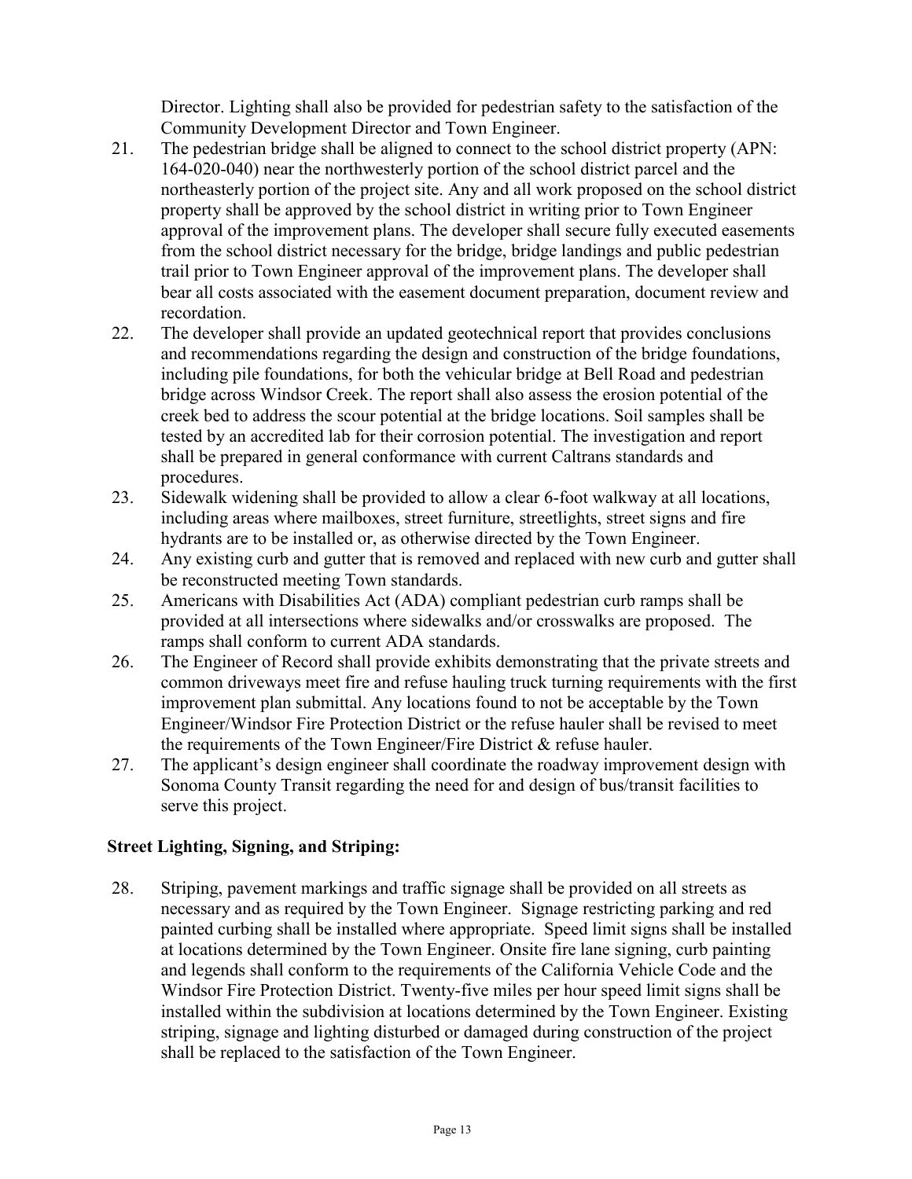Director. Lighting shall also be provided for pedestrian safety to the satisfaction of the Community Development Director and Town Engineer.

21. The pedestrian bridge shall be aligned to connect to the school district property (APN: 164-020-040) near the northwesterly portion of the school district parcel and the northeasterly portion of the project site. Any and all work proposed on the school district property shall be approved by the school district in writing prior to Town Engineer approval of the improvement plans. The developer shall secure fully executed easements from the school district necessary for the bridge, bridge landings and public pedestrian trail prior to Town Engineer approval of the improvement plans. The developer shall bear all costs associated with the easement document preparation, document review and recordation.
22. The developer shall provide an updated geotechnical report that provides conclusions and recommendations regarding the design and construction of the bridge foundations, including pile foundations, for both the vehicular bridge at Bell Road and pedestrian bridge across Windsor Creek. The report shall also assess the erosion potential of the creek bed to address the scour potential at the bridge locations. Soil samples shall be tested by an accredited lab for their corrosion potential. The investigation and report shall be prepared in general conformance with current Caltrans standards and procedures.
23. Sidewalk widening shall be provided to allow a clear 6-foot walkway at all locations, including areas where mailboxes, street furniture, streetlights, street signs and fire hydrants are to be installed or, as otherwise directed by the Town Engineer.
24. Any existing curb and gutter that is removed and replaced with new curb and gutter shall be reconstructed meeting Town standards.
25. Americans with Disabilities Act (ADA) compliant pedestrian curb ramps shall be provided at all intersections where sidewalks and/or crosswalks are proposed. The ramps shall conform to current ADA standards.
26. The Engineer of Record shall provide exhibits demonstrating that the private streets and common driveways meet fire and refuse hauling truck turning requirements with the first improvement plan submittal. Any locations found to not be acceptable by the Town Engineer/Windsor Fire Protection District or the refuse hauler shall be revised to meet the requirements of the Town Engineer/Fire District & refuse hauler.
27. The applicant's design engineer shall coordinate the roadway improvement design with Sonoma County Transit regarding the need for and design of bus/transit facilities to serve this project.

**Street Lighting, Signing, and Striping:**

28. Striping, pavement markings and traffic signage shall be provided on all streets as necessary and as required by the Town Engineer. Signage restricting parking and red painted curbing shall be installed where appropriate. Speed limit signs shall be installed at locations determined by the Town Engineer. Onsite fire lane signing, curb painting and legends shall conform to the requirements of the California Vehicle Code and the Windsor Fire Protection District. Twenty-five miles per hour speed limit signs shall be installed within the subdivision at locations determined by the Town Engineer. Existing striping, signage and lighting disturbed or damaged during construction of the project shall be replaced to the satisfaction of the Town Engineer.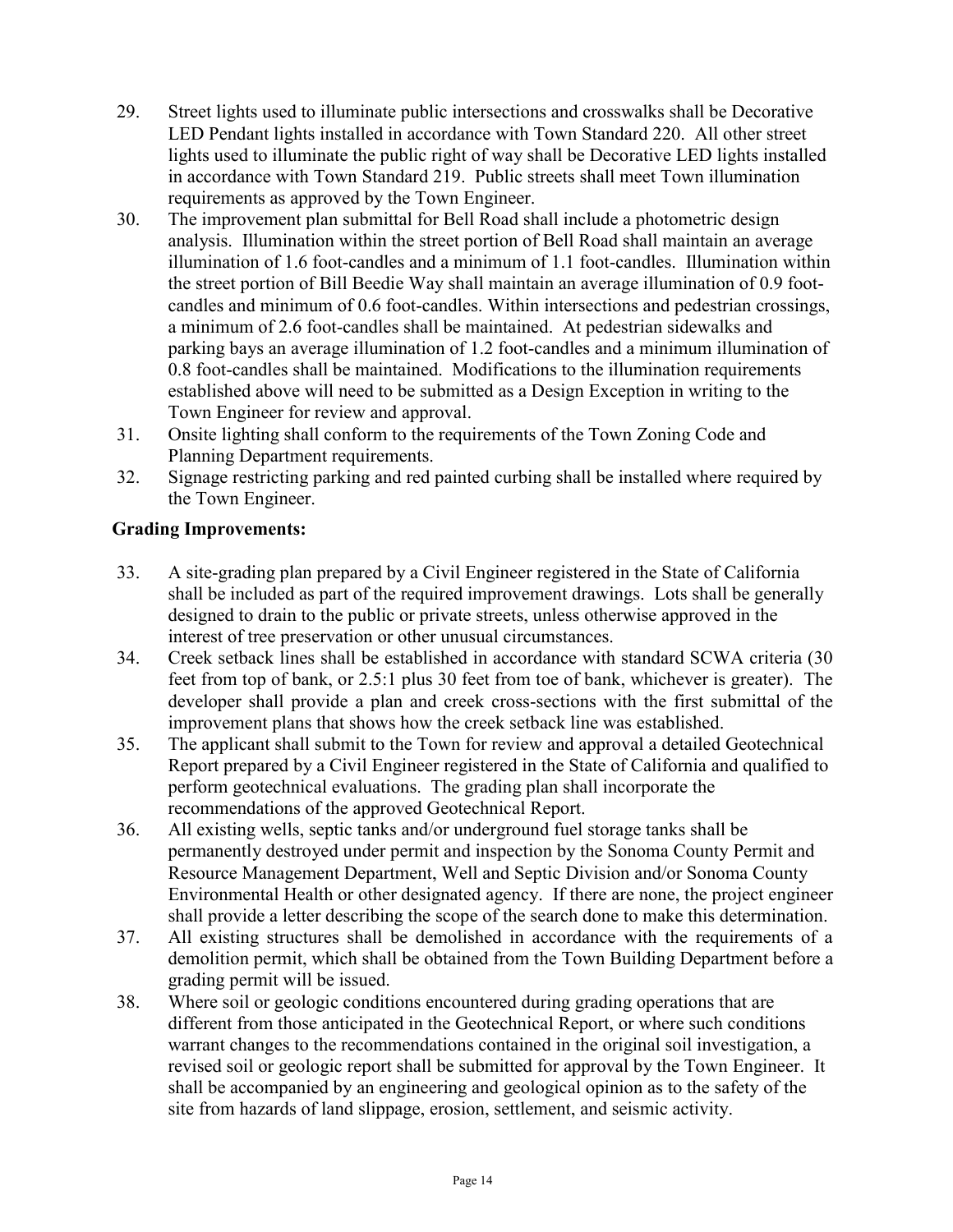29. Street lights used to illuminate public intersections and crosswalks shall be Decorative LED Pendant lights installed in accordance with Town Standard 220. All other street lights used to illuminate the public right of way shall be Decorative LED lights installed in accordance with Town Standard 219. Public streets shall meet Town illumination requirements as approved by the Town Engineer.
30. The improvement plan submittal for Bell Road shall include a photometric design analysis. Illumination within the street portion of Bell Road shall maintain an average illumination of 1.6 foot-candles and a minimum of 1.1 foot-candles. Illumination within the street portion of Bill Beedie Way shall maintain an average illumination of 0.9 foot-candles and minimum of 0.6 foot-candles. Within intersections and pedestrian crossings, a minimum of 2.6 foot-candles shall be maintained. At pedestrian sidewalks and parking bays an average illumination of 1.2 foot-candles and a minimum illumination of 0.8 foot-candles shall be maintained. Modifications to the illumination requirements established above will need to be submitted as a Design Exception in writing to the Town Engineer for review and approval.
31. Onsite lighting shall conform to the requirements of the Town Zoning Code and Planning Department requirements.
32. Signage restricting parking and red painted curbing shall be installed where required by the Town Engineer.

**Grading Improvements:**

33. A site-grading plan prepared by a Civil Engineer registered in the State of California shall be included as part of the required improvement drawings. Lots shall be generally designed to drain to the public or private streets, unless otherwise approved in the interest of tree preservation or other unusual circumstances.
34. Creek setback lines shall be established in accordance with standard SCWA criteria (30 feet from top of bank, or 2.5:1 plus 30 feet from toe of bank, whichever is greater). The developer shall provide a plan and creek cross-sections with the first submittal of the improvement plans that shows how the creek setback line was established.
35. The applicant shall submit to the Town for review and approval a detailed Geotechnical Report prepared by a Civil Engineer registered in the State of California and qualified to perform geotechnical evaluations. The grading plan shall incorporate the recommendations of the approved Geotechnical Report.
36. All existing wells, septic tanks and/or underground fuel storage tanks shall be permanently destroyed under permit and inspection by the Sonoma County Permit and Resource Management Department, Well and Septic Division and/or Sonoma County Environmental Health or other designated agency. If there are none, the project engineer shall provide a letter describing the scope of the search done to make this determination.
37. All existing structures shall be demolished in accordance with the requirements of a demolition permit, which shall be obtained from the Town Building Department before a grading permit will be issued.
38. Where soil or geologic conditions encountered during grading operations that are different from those anticipated in the Geotechnical Report, or where such conditions warrant changes to the recommendations contained in the original soil investigation, a revised soil or geologic report shall be submitted for approval by the Town Engineer. It shall be accompanied by an engineering and geological opinion as to the safety of the site from hazards of land slippage, erosion, settlement, and seismic activity.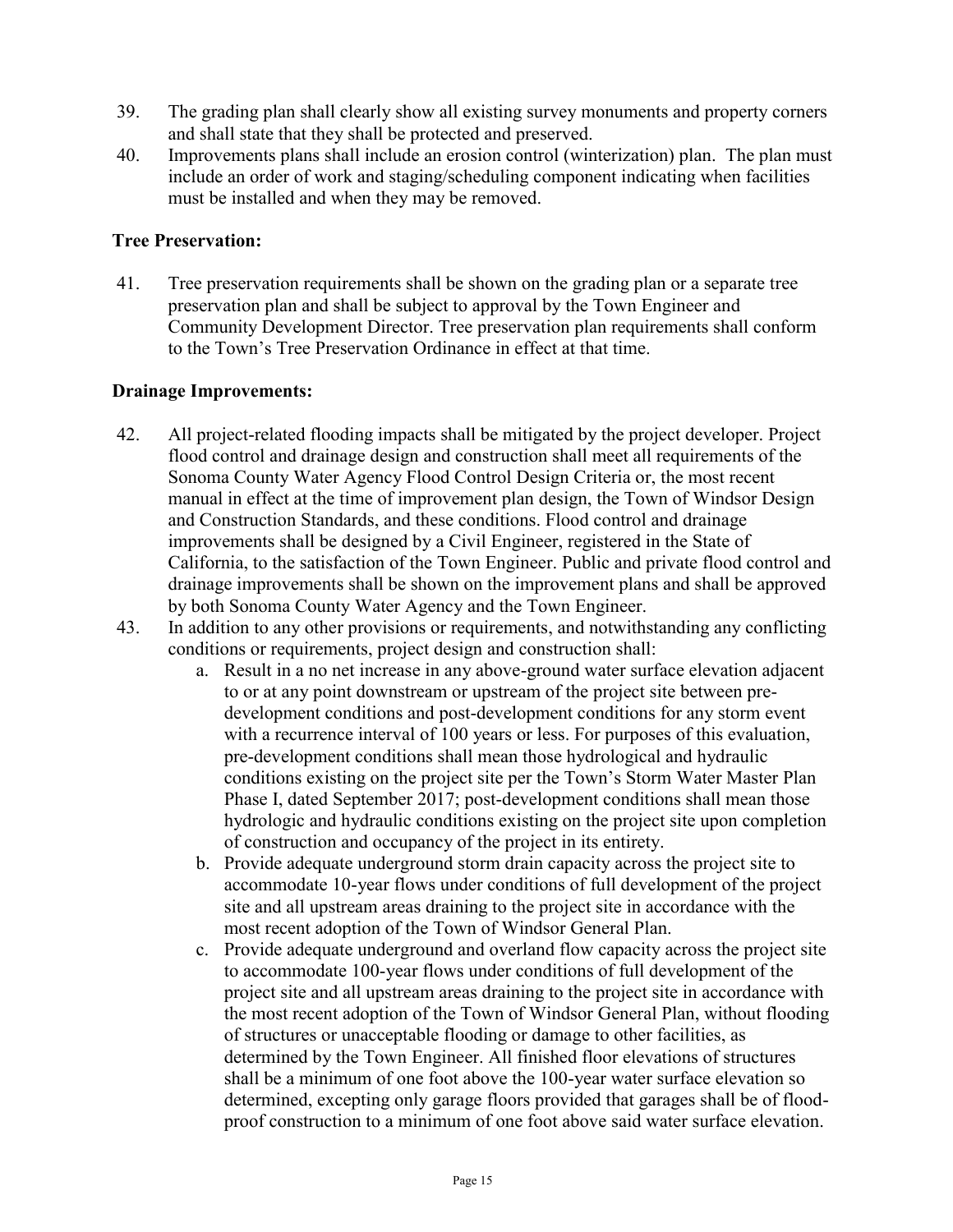39. The grading plan shall clearly show all existing survey monuments and property corners and shall state that they shall be protected and preserved.
40. Improvements plans shall include an erosion control (winterization) plan. The plan must include an order of work and staging/scheduling component indicating when facilities must be installed and when they may be removed.

**Tree Preservation:**

41. Tree preservation requirements shall be shown on the grading plan or a separate tree preservation plan and shall be subject to approval by the Town Engineer and Community Development Director. Tree preservation plan requirements shall conform to the Town's Tree Preservation Ordinance in effect at that time.

**Drainage Improvements:**

42. All project-related flooding impacts shall be mitigated by the project developer. Project flood control and drainage design and construction shall meet all requirements of the Sonoma County Water Agency Flood Control Design Criteria or, the most recent manual in effect at the time of improvement plan design, the Town of Windsor Design and Construction Standards, and these conditions. Flood control and drainage improvements shall be designed by a Civil Engineer, registered in the State of California, to the satisfaction of the Town Engineer. Public and private flood control and drainage improvements shall be shown on the improvement plans and shall be approved by both Sonoma County Water Agency and the Town Engineer.
43. In addition to any other provisions or requirements, and notwithstanding any conflicting conditions or requirements, project design and construction shall:
    a. Result in a no net increase in any above-ground water surface elevation adjacent to or at any point downstream or upstream of the project site between pre-development conditions and post-development conditions for any storm event with a recurrence interval of 100 years or less. For purposes of this evaluation, pre-development conditions shall mean those hydrological and hydraulic conditions existing on the project site per the Town's Storm Water Master Plan Phase I, dated September 2017; post-development conditions shall mean those hydrologic and hydraulic conditions existing on the project site upon completion of construction and occupancy of the project in its entirety.
    b. Provide adequate underground storm drain capacity across the project site to accommodate 10-year flows under conditions of full development of the project site and all upstream areas draining to the project site in accordance with the most recent adoption of the Town of Windsor General Plan.
    c. Provide adequate underground and overland flow capacity across the project site to accommodate 100-year flows under conditions of full development of the project site and all upstream areas draining to the project site in accordance with the most recent adoption of the Town of Windsor General Plan, without flooding of structures or unacceptable flooding or damage to other facilities, as determined by the Town Engineer. All finished floor elevations of structures shall be a minimum of one foot above the 100-year water surface elevation so determined, excepting only garage floors provided that garages shall be of flood-proof construction to a minimum of one foot above said water surface elevation.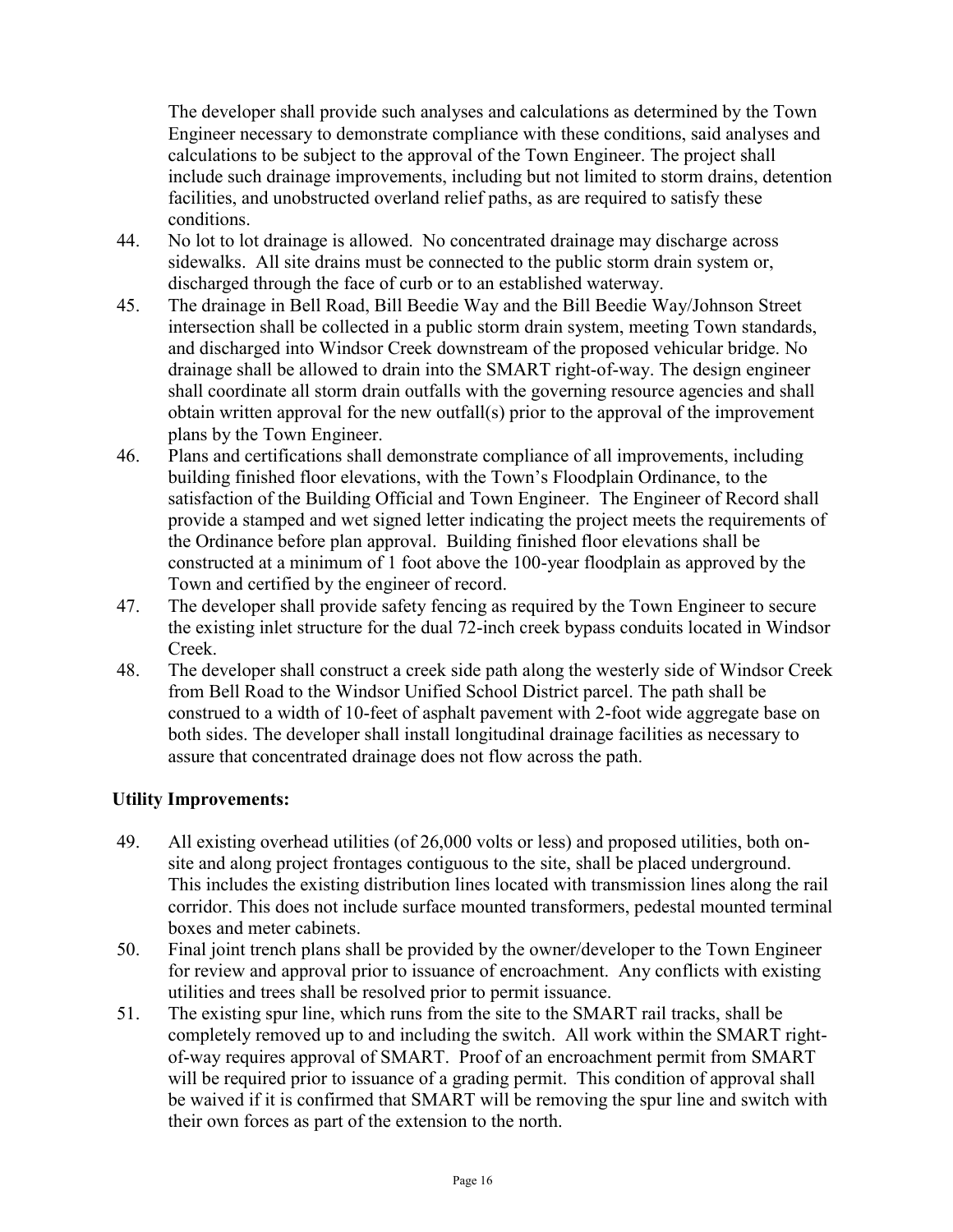The developer shall provide such analyses and calculations as determined by the Town Engineer necessary to demonstrate compliance with these conditions, said analyses and calculations to be subject to the approval of the Town Engineer. The project shall include such drainage improvements, including but not limited to storm drains, detention facilities, and unobstructed overland relief paths, as are required to satisfy these conditions.

44. No lot to lot drainage is allowed. No concentrated drainage may discharge across sidewalks. All site drains must be connected to the public storm drain system or, discharged through the face of curb or to an established waterway.
45. The drainage in Bell Road, Bill Beedie Way and the Bill Beedie Way/Johnson Street intersection shall be collected in a public storm drain system, meeting Town standards, and discharged into Windsor Creek downstream of the proposed vehicular bridge. No drainage shall be allowed to drain into the SMART right-of-way. The design engineer shall coordinate all storm drain outfalls with the governing resource agencies and shall obtain written approval for the new outfall(s) prior to the approval of the improvement plans by the Town Engineer.
46. Plans and certifications shall demonstrate compliance of all improvements, including building finished floor elevations, with the Town's Floodplain Ordinance, to the satisfaction of the Building Official and Town Engineer. The Engineer of Record shall provide a stamped and wet signed letter indicating the project meets the requirements of the Ordinance before plan approval. Building finished floor elevations shall be constructed at a minimum of 1 foot above the 100-year floodplain as approved by the Town and certified by the engineer of record.
47. The developer shall provide safety fencing as required by the Town Engineer to secure the existing inlet structure for the dual 72-inch creek bypass conduits located in Windsor Creek.
48. The developer shall construct a creek side path along the westerly side of Windsor Creek from Bell Road to the Windsor Unified School District parcel. The path shall be construed to a width of 10-feet of asphalt pavement with 2-foot wide aggregate base on both sides. The developer shall install longitudinal drainage facilities as necessary to assure that concentrated drainage does not flow across the path.

**Utility Improvements:**

49. All existing overhead utilities (of 26,000 volts or less) and proposed utilities, both on-site and along project frontages contiguous to the site, shall be placed underground. This includes the existing distribution lines located with transmission lines along the rail corridor. This does not include surface mounted transformers, pedestal mounted terminal boxes and meter cabinets.
50. Final joint trench plans shall be provided by the owner/developer to the Town Engineer for review and approval prior to issuance of encroachment. Any conflicts with existing utilities and trees shall be resolved prior to permit issuance.
51. The existing spur line, which runs from the site to the SMART rail tracks, shall be completely removed up to and including the switch. All work within the SMART right-of-way requires approval of SMART. Proof of an encroachment permit from SMART will be required prior to issuance of a grading permit. This condition of approval shall be waived if it is confirmed that SMART will be removing the spur line and switch with their own forces as part of the extension to the north.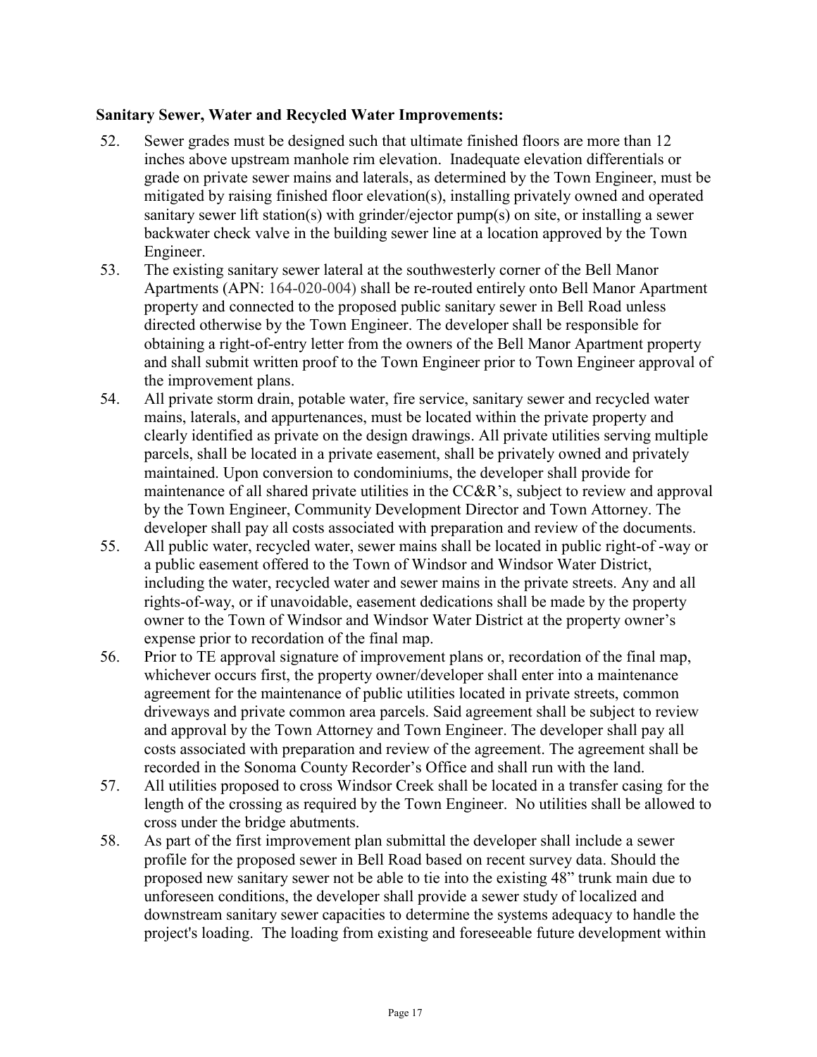**Sanitary Sewer, Water and Recycled Water Improvements:**

52. Sewer grades must be designed such that ultimate finished floors are more than 12 inches above upstream manhole rim elevation. Inadequate elevation differentials or grade on private sewer mains and laterals, as determined by the Town Engineer, must be mitigated by raising finished floor elevation(s), installing privately owned and operated sanitary sewer lift station(s) with grinder/ejector pump(s) on site, or installing a sewer backwater check valve in the building sewer line at a location approved by the Town Engineer.
53. The existing sanitary sewer lateral at the southwesterly corner of the Bell Manor Apartments (APN: 164-020-004) shall be re-routed entirely onto Bell Manor Apartment property and connected to the proposed public sanitary sewer in Bell Road unless directed otherwise by the Town Engineer. The developer shall be responsible for obtaining a right-of-entry letter from the owners of the Bell Manor Apartment property and shall submit written proof to the Town Engineer prior to Town Engineer approval of the improvement plans.
54. All private storm drain, potable water, fire service, sanitary sewer and recycled water mains, laterals, and appurtenances, must be located within the private property and clearly identified as private on the design drawings. All private utilities serving multiple parcels, shall be located in a private easement, shall be privately owned and privately maintained. Upon conversion to condominiums, the developer shall provide for maintenance of all shared private utilities in the CC&R's, subject to review and approval by the Town Engineer, Community Development Director and Town Attorney. The developer shall pay all costs associated with preparation and review of the documents.
55. All public water, recycled water, sewer mains shall be located in public right-of -way or a public easement offered to the Town of Windsor and Windsor Water District, including the water, recycled water and sewer mains in the private streets. Any and all rights-of-way, or if unavoidable, easement dedications shall be made by the property owner to the Town of Windsor and Windsor Water District at the property owner's expense prior to recordation of the final map.
56. Prior to TE approval signature of improvement plans or, recordation of the final map, whichever occurs first, the property owner/developer shall enter into a maintenance agreement for the maintenance of public utilities located in private streets, common driveways and private common area parcels. Said agreement shall be subject to review and approval by the Town Attorney and Town Engineer. The developer shall pay all costs associated with preparation and review of the agreement. The agreement shall be recorded in the Sonoma County Recorder's Office and shall run with the land.
57. All utilities proposed to cross Windsor Creek shall be located in a transfer casing for the length of the crossing as required by the Town Engineer. No utilities shall be allowed to cross under the bridge abutments.
58. As part of the first improvement plan submittal the developer shall include a sewer profile for the proposed sewer in Bell Road based on recent survey data. Should the proposed new sanitary sewer not be able to tie into the existing 48" trunk main due to unforeseen conditions, the developer shall provide a sewer study of localized and downstream sanitary sewer capacities to determine the systems adequacy to handle the project's loading. The loading from existing and foreseeable future development within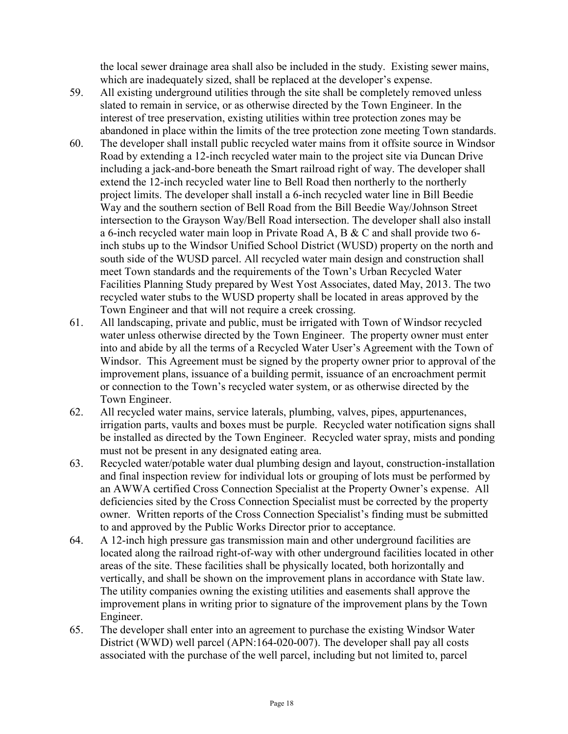the local sewer drainage area shall also be included in the study. Existing sewer mains, which are inadequately sized, shall be replaced at the developer's expense.

59. All existing underground utilities through the site shall be completely removed unless slated to remain in service, or as otherwise directed by the Town Engineer. In the interest of tree preservation, existing utilities within tree protection zones may be abandoned in place within the limits of the tree protection zone meeting Town standards.

60. The developer shall install public recycled water mains from it offsite source in Windsor Road by extending a 12-inch recycled water main to the project site via Duncan Drive including a jack-and-bore beneath the Smart railroad right of way. The developer shall extend the 12-inch recycled water line to Bell Road then northerly to the northerly project limits. The developer shall install a 6-inch recycled water line in Bill Beedie Way and the southern section of Bell Road from the Bill Beedie Way/Johnson Street intersection to the Grayson Way/Bell Road intersection. The developer shall also install a 6-inch recycled water main loop in Private Road A, B & C and shall provide two 6-inch stubs up to the Windsor Unified School District (WUSD) property on the north and south side of the WUSD parcel. All recycled water main design and construction shall meet Town standards and the requirements of the Town's Urban Recycled Water Facilities Planning Study prepared by West Yost Associates, dated May, 2013. The two recycled water stubs to the WUSD property shall be located in areas approved by the Town Engineer and that will not require a creek crossing.

61. All landscaping, private and public, must be irrigated with Town of Windsor recycled water unless otherwise directed by the Town Engineer. The property owner must enter into and abide by all the terms of a Recycled Water User's Agreement with the Town of Windsor. This Agreement must be signed by the property owner prior to approval of the improvement plans, issuance of a building permit, issuance of an encroachment permit or connection to the Town's recycled water system, or as otherwise directed by the Town Engineer.

62. All recycled water mains, service laterals, plumbing, valves, pipes, appurtenances, irrigation parts, vaults and boxes must be purple. Recycled water notification signs shall be installed as directed by the Town Engineer. Recycled water spray, mists and ponding must not be present in any designated eating area.

63. Recycled water/potable water dual plumbing design and layout, construction-installation and final inspection review for individual lots or grouping of lots must be performed by an AWWA certified Cross Connection Specialist at the Property Owner's expense. All deficiencies sited by the Cross Connection Specialist must be corrected by the property owner. Written reports of the Cross Connection Specialist's finding must be submitted to and approved by the Public Works Director prior to acceptance.

64. A 12-inch high pressure gas transmission main and other underground facilities are located along the railroad right-of-way with other underground facilities located in other areas of the site. These facilities shall be physically located, both horizontally and vertically, and shall be shown on the improvement plans in accordance with State law. The utility companies owning the existing utilities and easements shall approve the improvement plans in writing prior to signature of the improvement plans by the Town Engineer.

65. The developer shall enter into an agreement to purchase the existing Windsor Water District (WWD) well parcel (APN:164-020-007). The developer shall pay all costs associated with the purchase of the well parcel, including but not limited to, parcel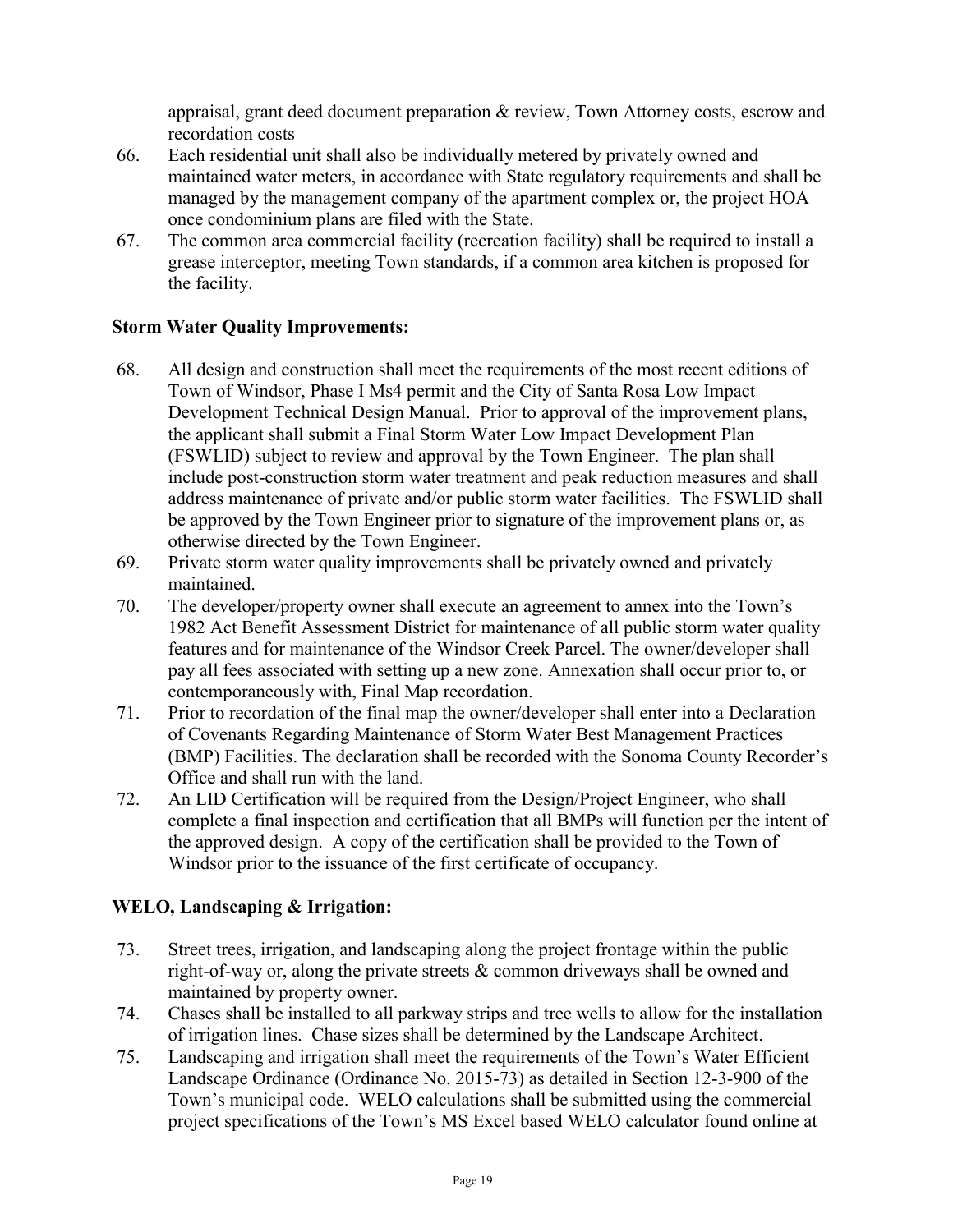appraisal, grant deed document preparation & review, Town Attorney costs, escrow and recordation costs

66. Each residential unit shall also be individually metered by privately owned and maintained water meters, in accordance with State regulatory requirements and shall be managed by the management company of the apartment complex or, the project HOA once condominium plans are filed with the State.
67. The common area commercial facility (recreation facility) shall be required to install a grease interceptor, meeting Town standards, if a common area kitchen is proposed for the facility.

**Storm Water Quality Improvements:**

68. All design and construction shall meet the requirements of the most recent editions of Town of Windsor, Phase I Ms4 permit and the City of Santa Rosa Low Impact Development Technical Design Manual. Prior to approval of the improvement plans, the applicant shall submit a Final Storm Water Low Impact Development Plan (FSWLID) subject to review and approval by the Town Engineer. The plan shall include post-construction storm water treatment and peak reduction measures and shall address maintenance of private and/or public storm water facilities. The FSWLID shall be approved by the Town Engineer prior to signature of the improvement plans or, as otherwise directed by the Town Engineer.
69. Private storm water quality improvements shall be privately owned and privately maintained.
70. The developer/property owner shall execute an agreement to annex into the Town's 1982 Act Benefit Assessment District for maintenance of all public storm water quality features and for maintenance of the Windsor Creek Parcel. The owner/developer shall pay all fees associated with setting up a new zone. Annexation shall occur prior to, or contemporaneously with, Final Map recordation.
71. Prior to recordation of the final map the owner/developer shall enter into a Declaration of Covenants Regarding Maintenance of Storm Water Best Management Practices (BMP) Facilities. The declaration shall be recorded with the Sonoma County Recorder's Office and shall run with the land.
72. An LID Certification will be required from the Design/Project Engineer, who shall complete a final inspection and certification that all BMPs will function per the intent of the approved design. A copy of the certification shall be provided to the Town of Windsor prior to the issuance of the first certificate of occupancy.

**WELO, Landscaping & Irrigation:**

73. Street trees, irrigation, and landscaping along the project frontage within the public right-of-way or, along the private streets & common driveways shall be owned and maintained by property owner.
74. Chases shall be installed to all parkway strips and tree wells to allow for the installation of irrigation lines. Chase sizes shall be determined by the Landscape Architect.
75. Landscaping and irrigation shall meet the requirements of the Town's Water Efficient Landscape Ordinance (Ordinance No. 2015-73) as detailed in Section 12-3-900 of the Town's municipal code. WELO calculations shall be submitted using the commercial project specifications of the Town's MS Excel based WELO calculator found online at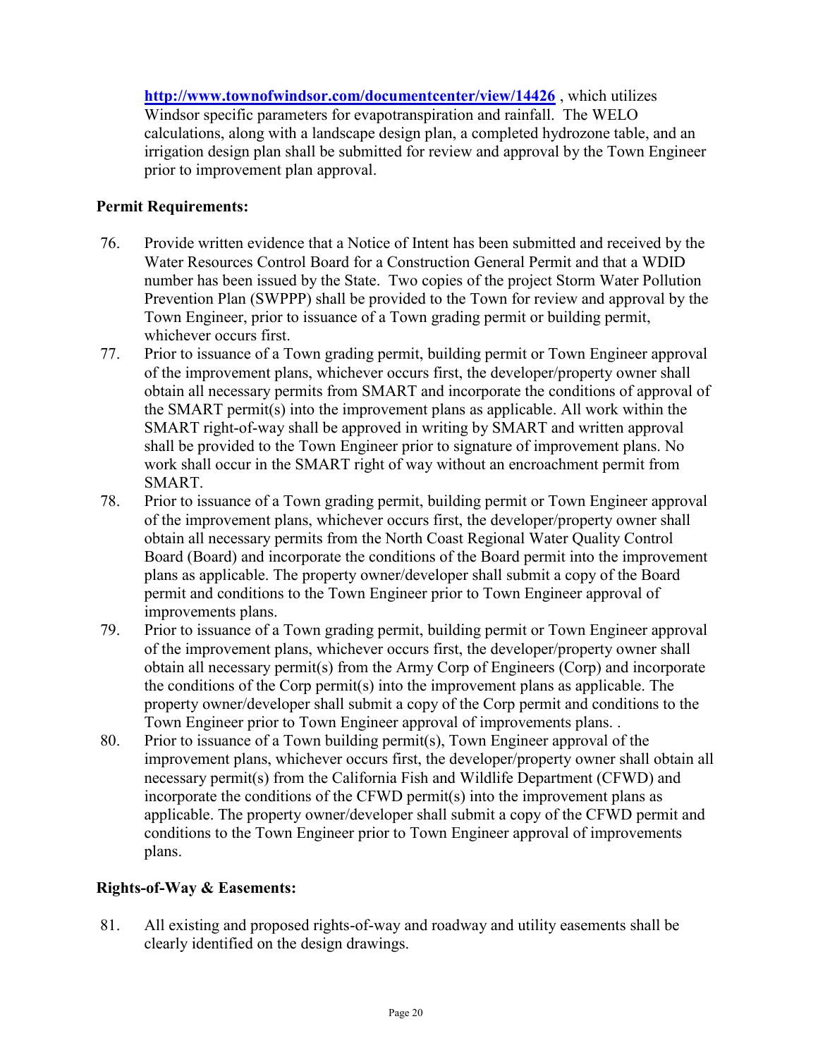http://www.townofwindsor.com/documentcenter/view/14426 , which utilizes Windsor specific parameters for evapotranspiration and rainfall. The WELO calculations, along with a landscape design plan, a completed hydrozone table, and an irrigation design plan shall be submitted for review and approval by the Town Engineer prior to improvement plan approval.

**Permit Requirements:**

76. Provide written evidence that a Notice of Intent has been submitted and received by the Water Resources Control Board for a Construction General Permit and that a WDID number has been issued by the State. Two copies of the project Storm Water Pollution Prevention Plan (SWPPP) shall be provided to the Town for review and approval by the Town Engineer, prior to issuance of a Town grading permit or building permit, whichever occurs first.
77. Prior to issuance of a Town grading permit, building permit or Town Engineer approval of the improvement plans, whichever occurs first, the developer/property owner shall obtain all necessary permits from SMART and incorporate the conditions of approval of the SMART permit(s) into the improvement plans as applicable. All work within the SMART right-of-way shall be approved in writing by SMART and written approval shall be provided to the Town Engineer prior to signature of improvement plans. No work shall occur in the SMART right of way without an encroachment permit from SMART.
78. Prior to issuance of a Town grading permit, building permit or Town Engineer approval of the improvement plans, whichever occurs first, the developer/property owner shall obtain all necessary permits from the North Coast Regional Water Quality Control Board (Board) and incorporate the conditions of the Board permit into the improvement plans as applicable. The property owner/developer shall submit a copy of the Board permit and conditions to the Town Engineer prior to Town Engineer approval of improvements plans.
79. Prior to issuance of a Town grading permit, building permit or Town Engineer approval of the improvement plans, whichever occurs first, the developer/property owner shall obtain all necessary permit(s) from the Army Corp of Engineers (Corp) and incorporate the conditions of the Corp permit(s) into the improvement plans as applicable. The property owner/developer shall submit a copy of the Corp permit and conditions to the Town Engineer prior to Town Engineer approval of improvements plans. .
80. Prior to issuance of a Town building permit(s), Town Engineer approval of the improvement plans, whichever occurs first, the developer/property owner shall obtain all necessary permit(s) from the California Fish and Wildlife Department (CFWD) and incorporate the conditions of the CFWD permit(s) into the improvement plans as applicable. The property owner/developer shall submit a copy of the CFWD permit and conditions to the Town Engineer prior to Town Engineer approval of improvements plans.

**Rights-of-Way & Easements:**

81. All existing and proposed rights-of-way and roadway and utility easements shall be clearly identified on the design drawings.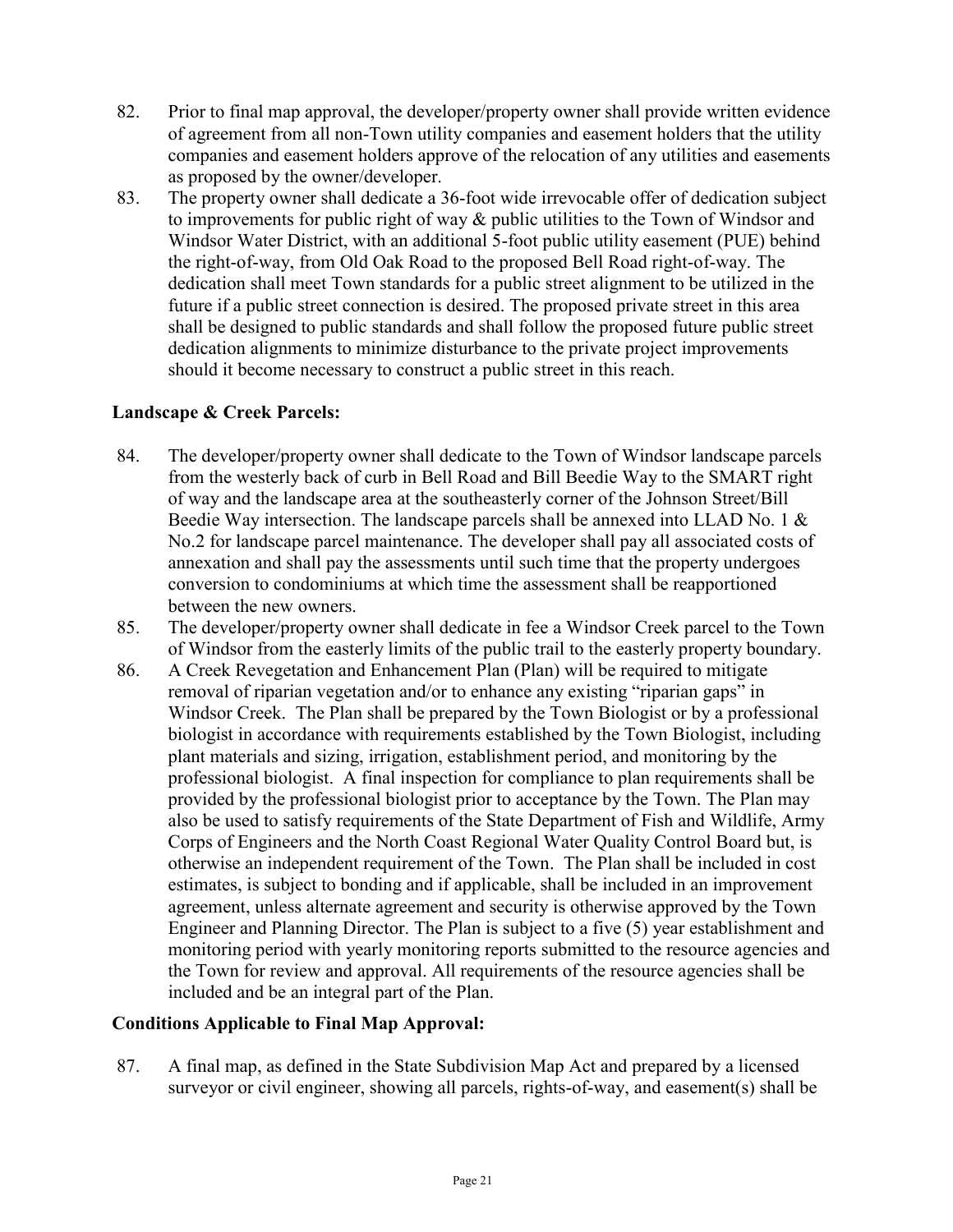82. Prior to final map approval, the developer/property owner shall provide written evidence of agreement from all non-Town utility companies and easement holders that the utility companies and easement holders approve of the relocation of any utilities and easements as proposed by the owner/developer.
83. The property owner shall dedicate a 36-foot wide irrevocable offer of dedication subject to improvements for public right of way & public utilities to the Town of Windsor and Windsor Water District, with an additional 5-foot public utility easement (PUE) behind the right-of-way, from Old Oak Road to the proposed Bell Road right-of-way. The dedication shall meet Town standards for a public street alignment to be utilized in the future if a public street connection is desired. The proposed private street in this area shall be designed to public standards and shall follow the proposed future public street dedication alignments to minimize disturbance to the private project improvements should it become necessary to construct a public street in this reach.

**Landscape & Creek Parcels:**

84. The developer/property owner shall dedicate to the Town of Windsor landscape parcels from the westerly back of curb in Bell Road and Bill Beedie Way to the SMART right of way and the landscape area at the southeasterly corner of the Johnson Street/Bill Beedie Way intersection. The landscape parcels shall be annexed into LLAD No. 1 & No.2 for landscape parcel maintenance. The developer shall pay all associated costs of annexation and shall pay the assessments until such time that the property undergoes conversion to condominiums at which time the assessment shall be reapportioned between the new owners.
85. The developer/property owner shall dedicate in fee a Windsor Creek parcel to the Town of Windsor from the easterly limits of the public trail to the easterly property boundary.
86. A Creek Revegetation and Enhancement Plan (Plan) will be required to mitigate removal of riparian vegetation and/or to enhance any existing "riparian gaps" in Windsor Creek. The Plan shall be prepared by the Town Biologist or by a professional biologist in accordance with requirements established by the Town Biologist, including plant materials and sizing, irrigation, establishment period, and monitoring by the professional biologist. A final inspection for compliance to plan requirements shall be provided by the professional biologist prior to acceptance by the Town. The Plan may also be used to satisfy requirements of the State Department of Fish and Wildlife, Army Corps of Engineers and the North Coast Regional Water Quality Control Board but, is otherwise an independent requirement of the Town. The Plan shall be included in cost estimates, is subject to bonding and if applicable, shall be included in an improvement agreement, unless alternate agreement and security is otherwise approved by the Town Engineer and Planning Director. The Plan is subject to a five (5) year establishment and monitoring period with yearly monitoring reports submitted to the resource agencies and the Town for review and approval. All requirements of the resource agencies shall be included and be an integral part of the Plan.

**Conditions Applicable to Final Map Approval:**

87. A final map, as defined in the State Subdivision Map Act and prepared by a licensed surveyor or civil engineer, showing all parcels, rights-of-way, and easement(s) shall be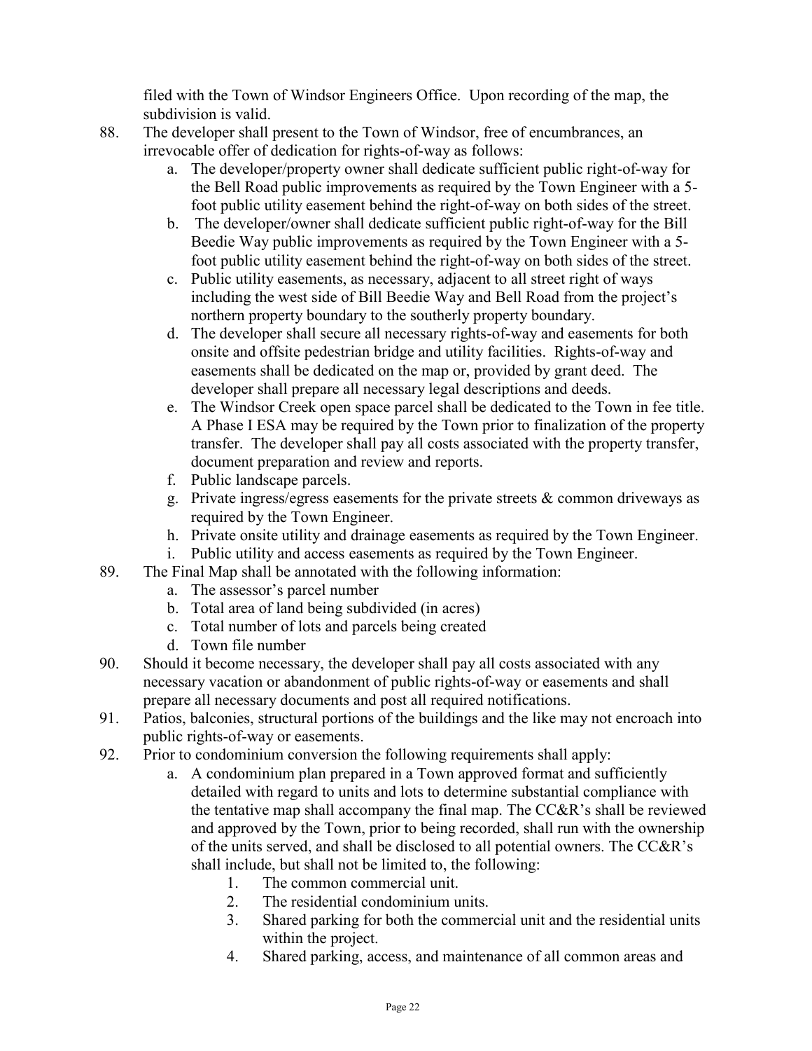filed with the Town of Windsor Engineers Office. Upon recording of the map, the subdivision is valid.

88. The developer shall present to the Town of Windsor, free of encumbrances, an irrevocable offer of dedication for rights-of-way as follows:
    a. The developer/property owner shall dedicate sufficient public right-of-way for the Bell Road public improvements as required by the Town Engineer with a 5-foot public utility easement behind the right-of-way on both sides of the street.
    b. The developer/owner shall dedicate sufficient public right-of-way for the Bill Beedie Way public improvements as required by the Town Engineer with a 5-foot public utility easement behind the right-of-way on both sides of the street.
    c. Public utility easements, as necessary, adjacent to all street right of ways including the west side of Bill Beedie Way and Bell Road from the project's northern property boundary to the southerly property boundary.
    d. The developer shall secure all necessary rights-of-way and easements for both onsite and offsite pedestrian bridge and utility facilities. Rights-of-way and easements shall be dedicated on the map or, provided by grant deed. The developer shall prepare all necessary legal descriptions and deeds.
    e. The Windsor Creek open space parcel shall be dedicated to the Town in fee title. A Phase I ESA may be required by the Town prior to finalization of the property transfer. The developer shall pay all costs associated with the property transfer, document preparation and review and reports.
    f. Public landscape parcels.
    g. Private ingress/egress easements for the private streets & common driveways as required by the Town Engineer.
    h. Private onsite utility and drainage easements as required by the Town Engineer.
    i. Public utility and access easements as required by the Town Engineer.
89. The Final Map shall be annotated with the following information:
    a. The assessor's parcel number
    b. Total area of land being subdivided (in acres)
    c. Total number of lots and parcels being created
    d. Town file number
90. Should it become necessary, the developer shall pay all costs associated with any necessary vacation or abandonment of public rights-of-way or easements and shall prepare all necessary documents and post all required notifications.
91. Patios, balconies, structural portions of the buildings and the like may not encroach into public rights-of-way or easements.
92. Prior to condominium conversion the following requirements shall apply:
    a. A condominium plan prepared in a Town approved format and sufficiently detailed with regard to units and lots to determine substantial compliance with the tentative map shall accompany the final map. The CC&R's shall be reviewed and approved by the Town, prior to being recorded, shall run with the ownership of the units served, and shall be disclosed to all potential owners. The CC&R's shall include, but shall not be limited to, the following:
        1. The common commercial unit.
        2. The residential condominium units.
        3. Shared parking for both the commercial unit and the residential units within the project.
        4. Shared parking, access, and maintenance of all common areas and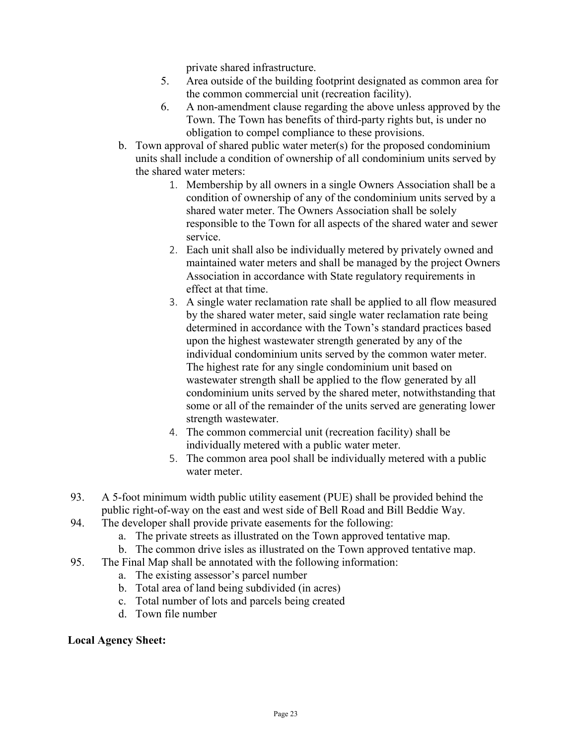private shared infrastructure.

5. Area outside of the building footprint designated as common area for the common commercial unit (recreation facility).
6. A non-amendment clause regarding the above unless approved by the Town. The Town has benefits of third-party rights but, is under no obligation to compel compliance to these provisions.

b. Town approval of shared public water meter(s) for the proposed condominium units shall include a condition of ownership of all condominium units served by the shared water meters:

   1. Membership by all owners in a single Owners Association shall be a condition of ownership of any of the condominium units served by a shared water meter. The Owners Association shall be solely responsible to the Town for all aspects of the shared water and sewer service.
   2. Each unit shall also be individually metered by privately owned and maintained water meters and shall be managed by the project Owners Association in accordance with State regulatory requirements in effect at that time.
   3. A single water reclamation rate shall be applied to all flow measured by the shared water meter, said single water reclamation rate being determined in accordance with the Town's standard practices based upon the highest wastewater strength generated by any of the individual condominium units served by the common water meter. The highest rate for any single condominium unit based on wastewater strength shall be applied to the flow generated by all condominium units served by the shared meter, notwithstanding that some or all of the remainder of the units served are generating lower strength wastewater.
   4. The common commercial unit (recreation facility) shall be individually metered with a public water meter.
   5. The common area pool shall be individually metered with a public water meter.

93. A 5-foot minimum width public utility easement (PUE) shall be provided behind the public right-of-way on the east and west side of Bell Road and Bill Beddie Way.

94. The developer shall provide private easements for the following:
   a. The private streets as illustrated on the Town approved tentative map.
   b. The common drive isles as illustrated on the Town approved tentative map.

95. The Final Map shall be annotated with the following information:
   a. The existing assessor's parcel number
   b. Total area of land being subdivided (in acres)
   c. Total number of lots and parcels being created
   d. Town file number

**Local Agency Sheet:**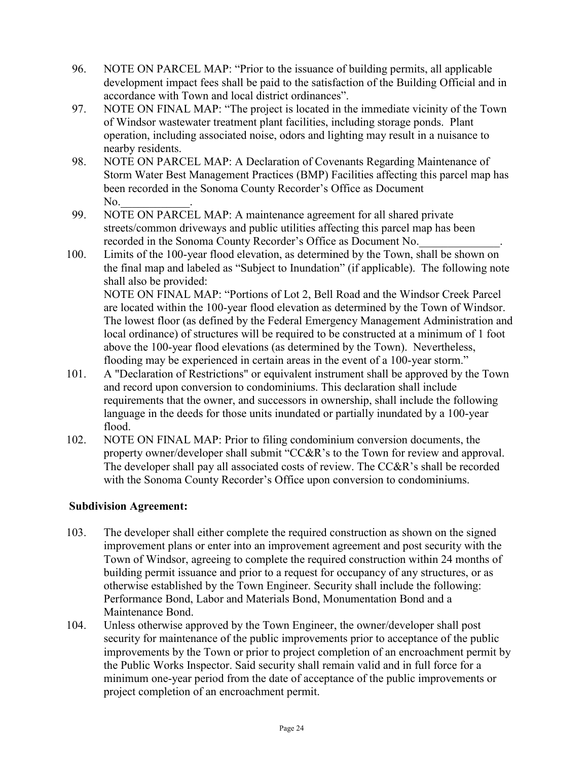96. NOTE ON PARCEL MAP: "Prior to the issuance of building permits, all applicable development impact fees shall be paid to the satisfaction of the Building Official and in accordance with Town and local district ordinances".
97. NOTE ON FINAL MAP: "The project is located in the immediate vicinity of the Town of Windsor wastewater treatment plant facilities, including storage ponds. Plant operation, including associated noise, odors and lighting may result in a nuisance to nearby residents.
98. NOTE ON PARCEL MAP: A Declaration of Covenants Regarding Maintenance of Storm Water Best Management Practices (BMP) Facilities affecting this parcel map has been recorded in the Sonoma County Recorder's Office as Document No.____________.
99. NOTE ON PARCEL MAP: A maintenance agreement for all shared private streets/common driveways and public utilities affecting this parcel map has been recorded in the Sonoma County Recorder's Office as Document No.______________.
100. Limits of the 100-year flood elevation, as determined by the Town, shall be shown on the final map and labeled as "Subject to Inundation" (if applicable). The following note shall also be provided:
NOTE ON FINAL MAP: "Portions of Lot 2, Bell Road and the Windsor Creek Parcel are located within the 100-year flood elevation as determined by the Town of Windsor. The lowest floor (as defined by the Federal Emergency Management Administration and local ordinance) of structures will be required to be constructed at a minimum of 1 foot above the 100-year flood elevations (as determined by the Town). Nevertheless, flooding may be experienced in certain areas in the event of a 100-year storm."
101. A "Declaration of Restrictions" or equivalent instrument shall be approved by the Town and record upon conversion to condominiums. This declaration shall include requirements that the owner, and successors in ownership, shall include the following language in the deeds for those units inundated or partially inundated by a 100-year flood.
102. NOTE ON FINAL MAP: Prior to filing condominium conversion documents, the property owner/developer shall submit "CC&R's to the Town for review and approval. The developer shall pay all associated costs of review. The CC&R's shall be recorded with the Sonoma County Recorder's Office upon conversion to condominiums.

**Subdivision Agreement:**

103. The developer shall either complete the required construction as shown on the signed improvement plans or enter into an improvement agreement and post security with the Town of Windsor, agreeing to complete the required construction within 24 months of building permit issuance and prior to a request for occupancy of any structures, or as otherwise established by the Town Engineer. Security shall include the following: Performance Bond, Labor and Materials Bond, Monumentation Bond and a Maintenance Bond.
104. Unless otherwise approved by the Town Engineer, the owner/developer shall post security for maintenance of the public improvements prior to acceptance of the public improvements by the Town or prior to project completion of an encroachment permit by the Public Works Inspector. Said security shall remain valid and in full force for a minimum one-year period from the date of acceptance of the public improvements or project completion of an encroachment permit.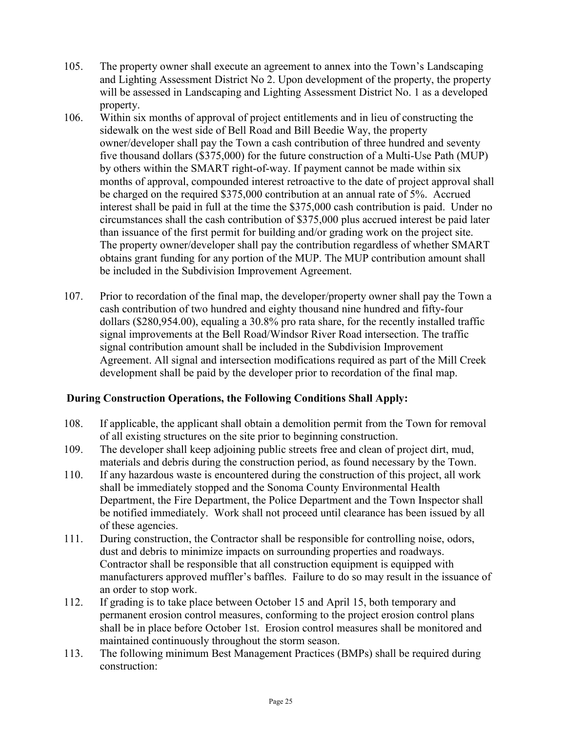105. The property owner shall execute an agreement to annex into the Town's Landscaping and Lighting Assessment District No 2. Upon development of the property, the property will be assessed in Landscaping and Lighting Assessment District No. 1 as a developed property.

106. Within six months of approval of project entitlements and in lieu of constructing the sidewalk on the west side of Bell Road and Bill Beedie Way, the property owner/developer shall pay the Town a cash contribution of three hundred and seventy five thousand dollars ($375,000) for the future construction of a Multi-Use Path (MUP) by others within the SMART right-of-way. If payment cannot be made within six months of approval, compounded interest retroactive to the date of project approval shall be charged on the required $375,000 contribution at an annual rate of 5%. Accrued interest shall be paid in full at the time the $375,000 cash contribution is paid. Under no circumstances shall the cash contribution of $375,000 plus accrued interest be paid later than issuance of the first permit for building and/or grading work on the project site. The property owner/developer shall pay the contribution regardless of whether SMART obtains grant funding for any portion of the MUP. The MUP contribution amount shall be included in the Subdivision Improvement Agreement.

107. Prior to recordation of the final map, the developer/property owner shall pay the Town a cash contribution of two hundred and eighty thousand nine hundred and fifty-four dollars ($280,954.00), equaling a 30.8% pro rata share, for the recently installed traffic signal improvements at the Bell Road/Windsor River Road intersection. The traffic signal contribution amount shall be included in the Subdivision Improvement Agreement. All signal and intersection modifications required as part of the Mill Creek development shall be paid by the developer prior to recordation of the final map.

**During Construction Operations, the Following Conditions Shall Apply:**

108. If applicable, the applicant shall obtain a demolition permit from the Town for removal of all existing structures on the site prior to beginning construction.

109. The developer shall keep adjoining public streets free and clean of project dirt, mud, materials and debris during the construction period, as found necessary by the Town.

110. If any hazardous waste is encountered during the construction of this project, all work shall be immediately stopped and the Sonoma County Environmental Health Department, the Fire Department, the Police Department and the Town Inspector shall be notified immediately. Work shall not proceed until clearance has been issued by all of these agencies.

111. During construction, the Contractor shall be responsible for controlling noise, odors, dust and debris to minimize impacts on surrounding properties and roadways. Contractor shall be responsible that all construction equipment is equipped with manufacturers approved muffler's baffles. Failure to do so may result in the issuance of an order to stop work.

112. If grading is to take place between October 15 and April 15, both temporary and permanent erosion control measures, conforming to the project erosion control plans shall be in place before October 1st. Erosion control measures shall be monitored and maintained continuously throughout the storm season.

113. The following minimum Best Management Practices (BMPs) shall be required during construction: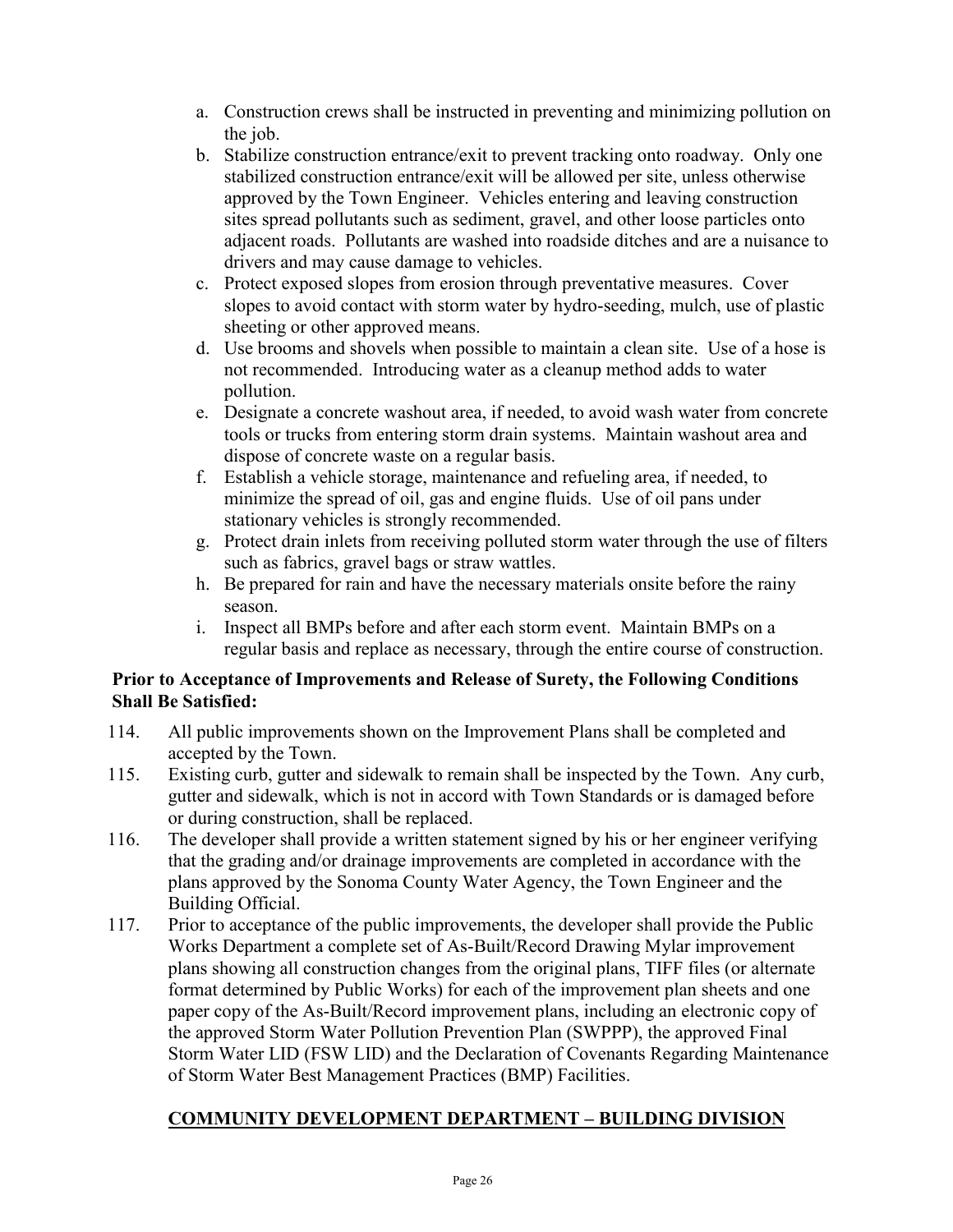a. Construction crews shall be instructed in preventing and minimizing pollution on the job.
b. Stabilize construction entrance/exit to prevent tracking onto roadway. Only one stabilized construction entrance/exit will be allowed per site, unless otherwise approved by the Town Engineer. Vehicles entering and leaving construction sites spread pollutants such as sediment, gravel, and other loose particles onto adjacent roads. Pollutants are washed into roadside ditches and are a nuisance to drivers and may cause damage to vehicles.
c. Protect exposed slopes from erosion through preventative measures. Cover slopes to avoid contact with storm water by hydro-seeding, mulch, use of plastic sheeting or other approved means.
d. Use brooms and shovels when possible to maintain a clean site. Use of a hose is not recommended. Introducing water as a cleanup method adds to water pollution.
e. Designate a concrete washout area, if needed, to avoid wash water from concrete tools or trucks from entering storm drain systems. Maintain washout area and dispose of concrete waste on a regular basis.
f. Establish a vehicle storage, maintenance and refueling area, if needed, to minimize the spread of oil, gas and engine fluids. Use of oil pans under stationary vehicles is strongly recommended.
g. Protect drain inlets from receiving polluted storm water through the use of filters such as fabrics, gravel bags or straw wattles.
h. Be prepared for rain and have the necessary materials onsite before the rainy season.
i. Inspect all BMPs before and after each storm event. Maintain BMPs on a regular basis and replace as necessary, through the entire course of construction.

**Prior to Acceptance of Improvements and Release of Surety, the Following Conditions Shall Be Satisfied:**

114. All public improvements shown on the Improvement Plans shall be completed and accepted by the Town.
115. Existing curb, gutter and sidewalk to remain shall be inspected by the Town. Any curb, gutter and sidewalk, which is not in accord with Town Standards or is damaged before or during construction, shall be replaced.
116. The developer shall provide a written statement signed by his or her engineer verifying that the grading and/or drainage improvements are completed in accordance with the plans approved by the Sonoma County Water Agency, the Town Engineer and the Building Official.
117. Prior to acceptance of the public improvements, the developer shall provide the Public Works Department a complete set of As-Built/Record Drawing Mylar improvement plans showing all construction changes from the original plans, TIFF files (or alternate format determined by Public Works) for each of the improvement plan sheets and one paper copy of the As-Built/Record improvement plans, including an electronic copy of the approved Storm Water Pollution Prevention Plan (SWPPP), the approved Final Storm Water LID (FSW LID) and the Declaration of Covenants Regarding Maintenance of Storm Water Best Management Practices (BMP) Facilities.

## COMMUNITY DEVELOPMENT DEPARTMENT – BUILDING DIVISION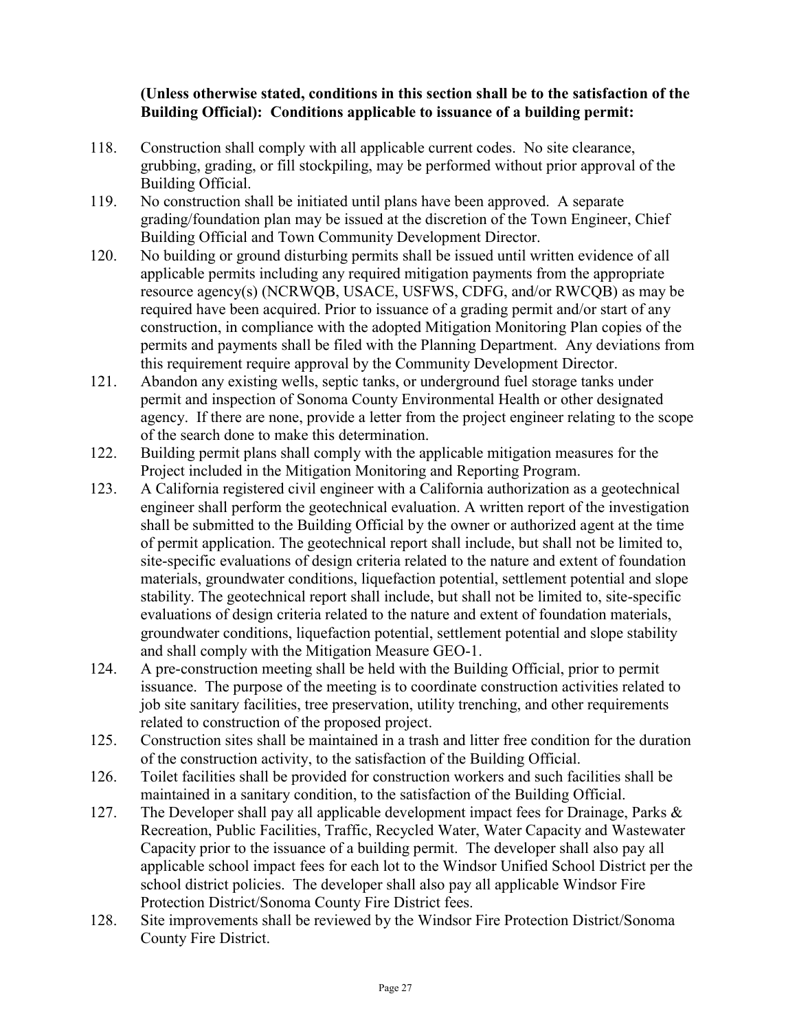**(Unless otherwise stated, conditions in this section shall be to the satisfaction of the Building Official): Conditions applicable to issuance of a building permit:**

118. Construction shall comply with all applicable current codes. No site clearance, grubbing, grading, or fill stockpiling, may be performed without prior approval of the Building Official.
119. No construction shall be initiated until plans have been approved. A separate grading/foundation plan may be issued at the discretion of the Town Engineer, Chief Building Official and Town Community Development Director.
120. No building or ground disturbing permits shall be issued until written evidence of all applicable permits including any required mitigation payments from the appropriate resource agency(s) (NCRWQB, USACE, USFWS, CDFG, and/or RWCQB) as may be required have been acquired. Prior to issuance of a grading permit and/or start of any construction, in compliance with the adopted Mitigation Monitoring Plan copies of the permits and payments shall be filed with the Planning Department. Any deviations from this requirement require approval by the Community Development Director.
121. Abandon any existing wells, septic tanks, or underground fuel storage tanks under permit and inspection of Sonoma County Environmental Health or other designated agency. If there are none, provide a letter from the project engineer relating to the scope of the search done to make this determination.
122. Building permit plans shall comply with the applicable mitigation measures for the Project included in the Mitigation Monitoring and Reporting Program.
123. A California registered civil engineer with a California authorization as a geotechnical engineer shall perform the geotechnical evaluation. A written report of the investigation shall be submitted to the Building Official by the owner or authorized agent at the time of permit application. The geotechnical report shall include, but shall not be limited to, site-specific evaluations of design criteria related to the nature and extent of foundation materials, groundwater conditions, liquefaction potential, settlement potential and slope stability. The geotechnical report shall include, but shall not be limited to, site-specific evaluations of design criteria related to the nature and extent of foundation materials, groundwater conditions, liquefaction potential, settlement potential and slope stability and shall comply with the Mitigation Measure GEO-1.
124. A pre-construction meeting shall be held with the Building Official, prior to permit issuance. The purpose of the meeting is to coordinate construction activities related to job site sanitary facilities, tree preservation, utility trenching, and other requirements related to construction of the proposed project.
125. Construction sites shall be maintained in a trash and litter free condition for the duration of the construction activity, to the satisfaction of the Building Official.
126. Toilet facilities shall be provided for construction workers and such facilities shall be maintained in a sanitary condition, to the satisfaction of the Building Official.
127. The Developer shall pay all applicable development impact fees for Drainage, Parks & Recreation, Public Facilities, Traffic, Recycled Water, Water Capacity and Wastewater Capacity prior to the issuance of a building permit. The developer shall also pay all applicable school impact fees for each lot to the Windsor Unified School District per the school district policies. The developer shall also pay all applicable Windsor Fire Protection District/Sonoma County Fire District fees.
128. Site improvements shall be reviewed by the Windsor Fire Protection District/Sonoma County Fire District.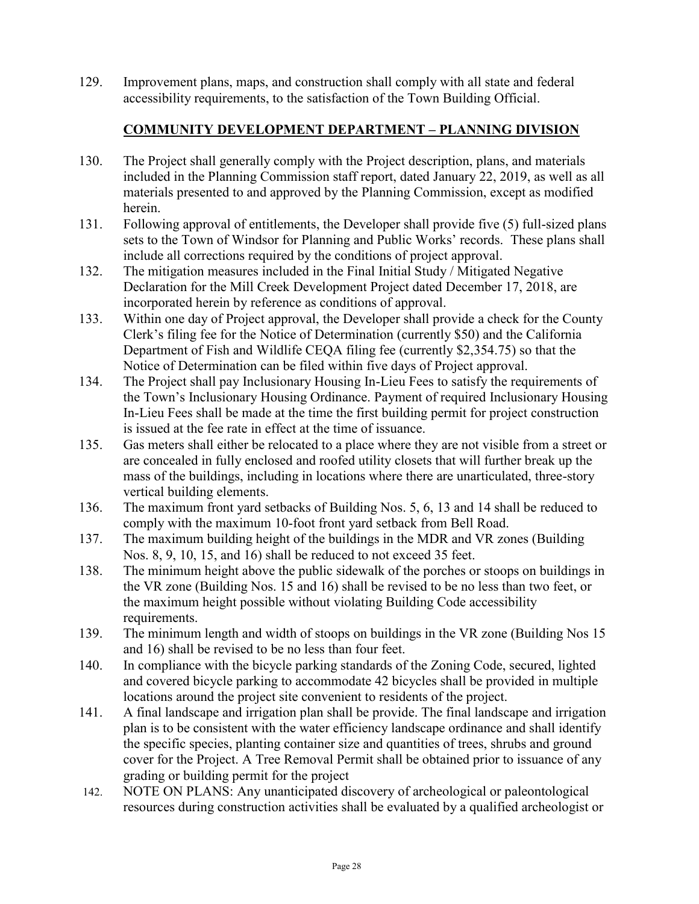129. Improvement plans, maps, and construction shall comply with all state and federal accessibility requirements, to the satisfaction of the Town Building Official.

## COMMUNITY DEVELOPMENT DEPARTMENT – PLANNING DIVISION

130. The Project shall generally comply with the Project description, plans, and materials included in the Planning Commission staff report, dated January 22, 2019, as well as all materials presented to and approved by the Planning Commission, except as modified herein.
131. Following approval of entitlements, the Developer shall provide five (5) full-sized plans sets to the Town of Windsor for Planning and Public Works' records. These plans shall include all corrections required by the conditions of project approval.
132. The mitigation measures included in the Final Initial Study / Mitigated Negative Declaration for the Mill Creek Development Project dated December 17, 2018, are incorporated herein by reference as conditions of approval.
133. Within one day of Project approval, the Developer shall provide a check for the County Clerk's filing fee for the Notice of Determination (currently $50) and the California Department of Fish and Wildlife CEQA filing fee (currently $2,354.75) so that the Notice of Determination can be filed within five days of Project approval.
134. The Project shall pay Inclusionary Housing In-Lieu Fees to satisfy the requirements of the Town's Inclusionary Housing Ordinance. Payment of required Inclusionary Housing In-Lieu Fees shall be made at the time the first building permit for project construction is issued at the fee rate in effect at the time of issuance.
135. Gas meters shall either be relocated to a place where they are not visible from a street or are concealed in fully enclosed and roofed utility closets that will further break up the mass of the buildings, including in locations where there are unarticulated, three-story vertical building elements.
136. The maximum front yard setbacks of Building Nos. 5, 6, 13 and 14 shall be reduced to comply with the maximum 10-foot front yard setback from Bell Road.
137. The maximum building height of the buildings in the MDR and VR zones (Building Nos. 8, 9, 10, 15, and 16) shall be reduced to not exceed 35 feet.
138. The minimum height above the public sidewalk of the porches or stoops on buildings in the VR zone (Building Nos. 15 and 16) shall be revised to be no less than two feet, or the maximum height possible without violating Building Code accessibility requirements.
139. The minimum length and width of stoops on buildings in the VR zone (Building Nos 15 and 16) shall be revised to be no less than four feet.
140. In compliance with the bicycle parking standards of the Zoning Code, secured, lighted and covered bicycle parking to accommodate 42 bicycles shall be provided in multiple locations around the project site convenient to residents of the project.
141. A final landscape and irrigation plan shall be provide. The final landscape and irrigation plan is to be consistent with the water efficiency landscape ordinance and shall identify the specific species, planting container size and quantities of trees, shrubs and ground cover for the Project. A Tree Removal Permit shall be obtained prior to issuance of any grading or building permit for the project
142. NOTE ON PLANS: Any unanticipated discovery of archeological or paleontological resources during construction activities shall be evaluated by a qualified archeologist or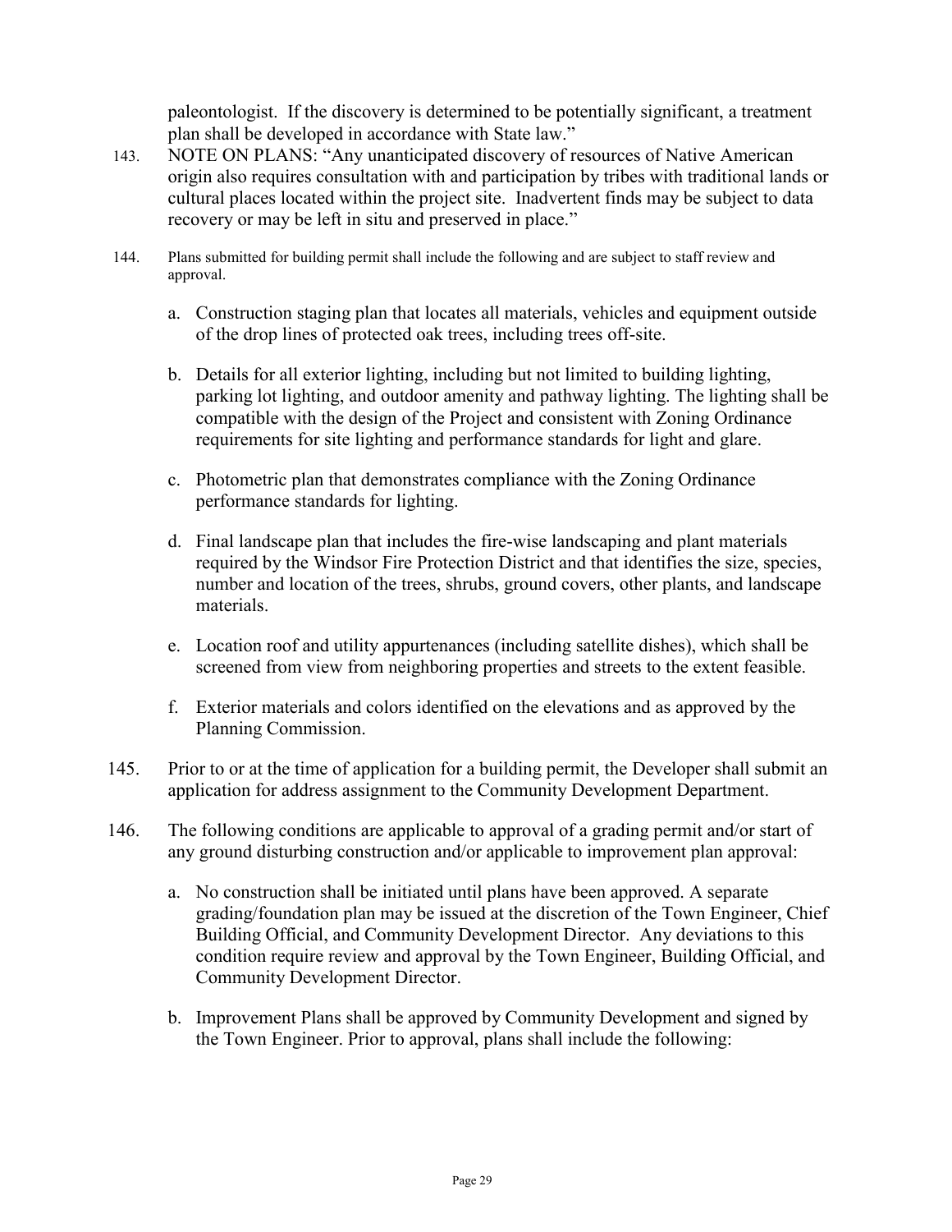paleontologist. If the discovery is determined to be potentially significant, a treatment plan shall be developed in accordance with State law."

143. NOTE ON PLANS: "Any unanticipated discovery of resources of Native American origin also requires consultation with and participation by tribes with traditional lands or cultural places located within the project site. Inadvertent finds may be subject to data recovery or may be left in situ and preserved in place."

144. Plans submitted for building permit shall include the following and are subject to staff review and approval.

    a. Construction staging plan that locates all materials, vehicles and equipment outside of the drop lines of protected oak trees, including trees off-site.

    b. Details for all exterior lighting, including but not limited to building lighting, parking lot lighting, and outdoor amenity and pathway lighting. The lighting shall be compatible with the design of the Project and consistent with Zoning Ordinance requirements for site lighting and performance standards for light and glare.

    c. Photometric plan that demonstrates compliance with the Zoning Ordinance performance standards for lighting.

    d. Final landscape plan that includes the fire-wise landscaping and plant materials required by the Windsor Fire Protection District and that identifies the size, species, number and location of the trees, shrubs, ground covers, other plants, and landscape materials.

    e. Location roof and utility appurtenances (including satellite dishes), which shall be screened from view from neighboring properties and streets to the extent feasible.

    f. Exterior materials and colors identified on the elevations and as approved by the Planning Commission.

145. Prior to or at the time of application for a building permit, the Developer shall submit an application for address assignment to the Community Development Department.

146. The following conditions are applicable to approval of a grading permit and/or start of any ground disturbing construction and/or applicable to improvement plan approval:

    a. No construction shall be initiated until plans have been approved. A separate grading/foundation plan may be issued at the discretion of the Town Engineer, Chief Building Official, and Community Development Director. Any deviations to this condition require review and approval by the Town Engineer, Building Official, and Community Development Director.

    b. Improvement Plans shall be approved by Community Development and signed by the Town Engineer. Prior to approval, plans shall include the following: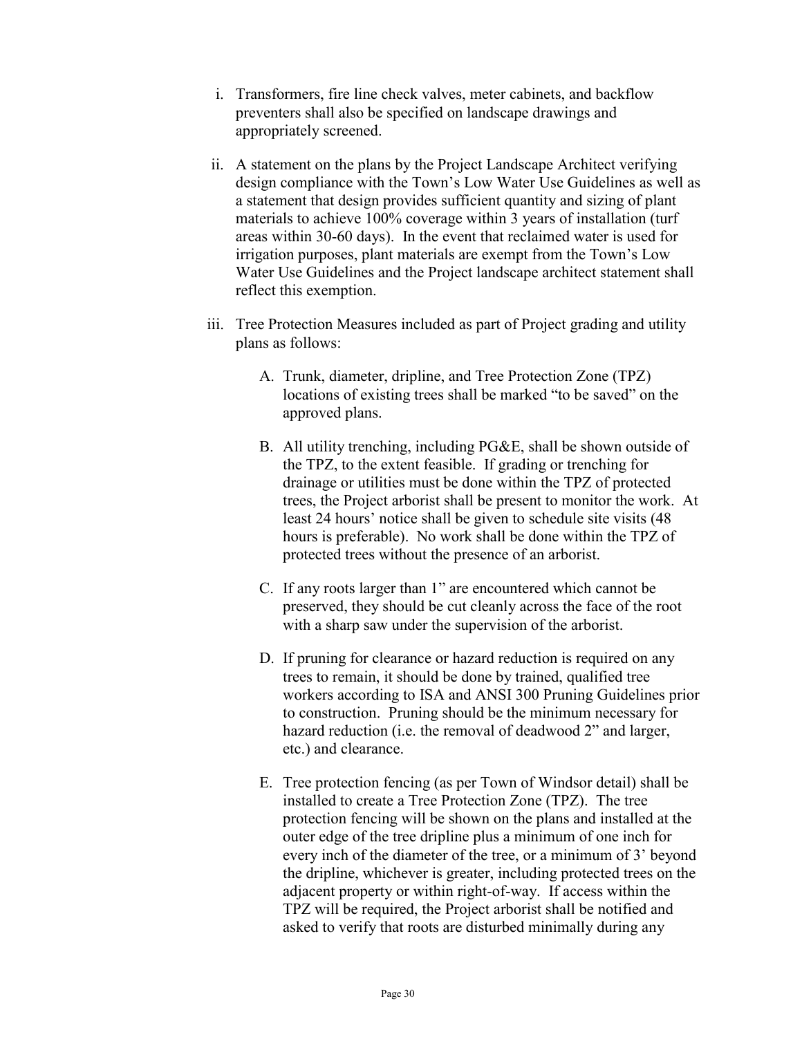i. Transformers, fire line check valves, meter cabinets, and backflow preventers shall also be specified on landscape drawings and appropriately screened.

ii. A statement on the plans by the Project Landscape Architect verifying design compliance with the Town's Low Water Use Guidelines as well as a statement that design provides sufficient quantity and sizing of plant materials to achieve 100% coverage within 3 years of installation (turf areas within 30-60 days). In the event that reclaimed water is used for irrigation purposes, plant materials are exempt from the Town's Low Water Use Guidelines and the Project landscape architect statement shall reflect this exemption.

iii. Tree Protection Measures included as part of Project grading and utility plans as follows:

   A. Trunk, diameter, dripline, and Tree Protection Zone (TPZ) locations of existing trees shall be marked "to be saved" on the approved plans.

   B. All utility trenching, including PG&E, shall be shown outside of the TPZ, to the extent feasible. If grading or trenching for drainage or utilities must be done within the TPZ of protected trees, the Project arborist shall be present to monitor the work. At least 24 hours' notice shall be given to schedule site visits (48 hours is preferable). No work shall be done within the TPZ of protected trees without the presence of an arborist.

   C. If any roots larger than 1" are encountered which cannot be preserved, they should be cut cleanly across the face of the root with a sharp saw under the supervision of the arborist.

   D. If pruning for clearance or hazard reduction is required on any trees to remain, it should be done by trained, qualified tree workers according to ISA and ANSI 300 Pruning Guidelines prior to construction. Pruning should be the minimum necessary for hazard reduction (i.e. the removal of deadwood 2" and larger, etc.) and clearance.

   E. Tree protection fencing (as per Town of Windsor detail) shall be installed to create a Tree Protection Zone (TPZ). The tree protection fencing will be shown on the plans and installed at the outer edge of the tree dripline plus a minimum of one inch for every inch of the diameter of the tree, or a minimum of 3' beyond the dripline, whichever is greater, including protected trees on the adjacent property or within right-of-way. If access within the TPZ will be required, the Project arborist shall be notified and asked to verify that roots are disturbed minimally during any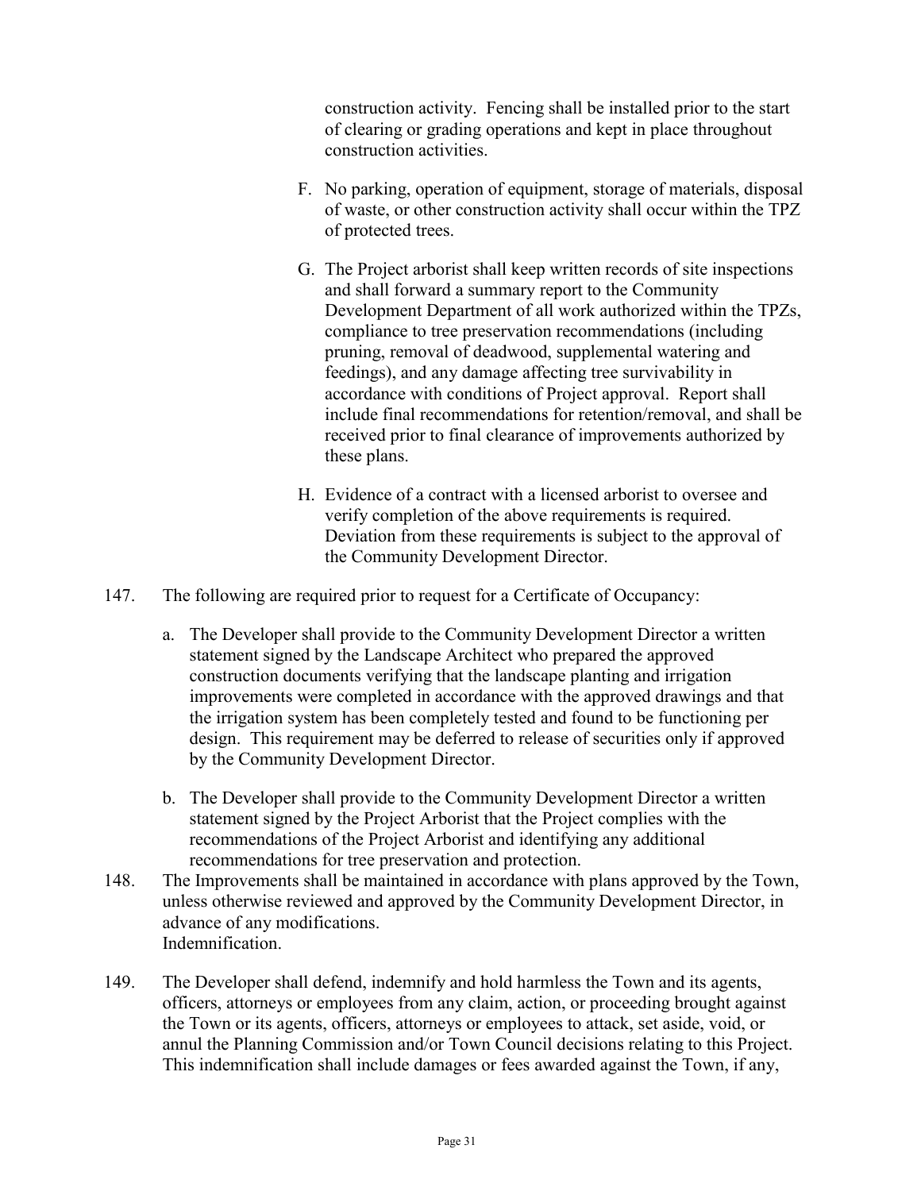construction activity. Fencing shall be installed prior to the start of clearing or grading operations and kept in place throughout construction activities.

F. No parking, operation of equipment, storage of materials, disposal of waste, or other construction activity shall occur within the TPZ of protected trees.

G. The Project arborist shall keep written records of site inspections and shall forward a summary report to the Community Development Department of all work authorized within the TPZs, compliance to tree preservation recommendations (including pruning, removal of deadwood, supplemental watering and feedings), and any damage affecting tree survivability in accordance with conditions of Project approval. Report shall include final recommendations for retention/removal, and shall be received prior to final clearance of improvements authorized by these plans.

H. Evidence of a contract with a licensed arborist to oversee and verify completion of the above requirements is required. Deviation from these requirements is subject to the approval of the Community Development Director.

147. The following are required prior to request for a Certificate of Occupancy:

   a. The Developer shall provide to the Community Development Director a written statement signed by the Landscape Architect who prepared the approved construction documents verifying that the landscape planting and irrigation improvements were completed in accordance with the approved drawings and that the irrigation system has been completely tested and found to be functioning per design. This requirement may be deferred to release of securities only if approved by the Community Development Director.

   b. The Developer shall provide to the Community Development Director a written statement signed by the Project Arborist that the Project complies with the recommendations of the Project Arborist and identifying any additional recommendations for tree preservation and protection.

148. The Improvements shall be maintained in accordance with plans approved by the Town, unless otherwise reviewed and approved by the Community Development Director, in advance of any modifications.

Indemnification.

149. The Developer shall defend, indemnify and hold harmless the Town and its agents, officers, attorneys or employees from any claim, action, or proceeding brought against the Town or its agents, officers, attorneys or employees to attack, set aside, void, or annul the Planning Commission and/or Town Council decisions relating to this Project. This indemnification shall include damages or fees awarded against the Town, if any,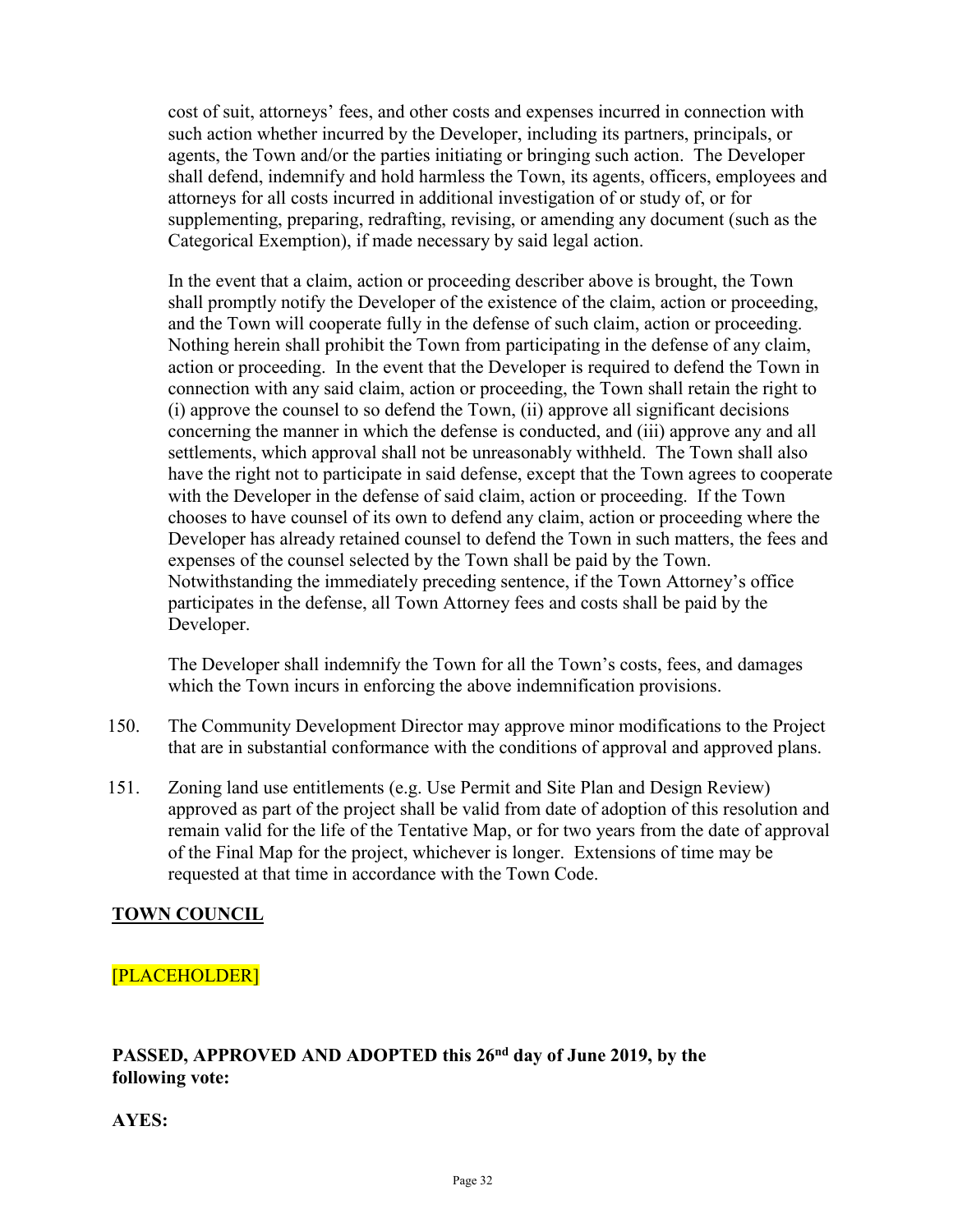cost of suit, attorneys' fees, and other costs and expenses incurred in connection with such action whether incurred by the Developer, including its partners, principals, or agents, the Town and/or the parties initiating or bringing such action. The Developer shall defend, indemnify and hold harmless the Town, its agents, officers, employees and attorneys for all costs incurred in additional investigation of or study of, or for supplementing, preparing, redrafting, revising, or amending any document (such as the Categorical Exemption), if made necessary by said legal action.

In the event that a claim, action or proceeding describer above is brought, the Town shall promptly notify the Developer of the existence of the claim, action or proceeding, and the Town will cooperate fully in the defense of such claim, action or proceeding. Nothing herein shall prohibit the Town from participating in the defense of any claim, action or proceeding. In the event that the Developer is required to defend the Town in connection with any said claim, action or proceeding, the Town shall retain the right to (i) approve the counsel to so defend the Town, (ii) approve all significant decisions concerning the manner in which the defense is conducted, and (iii) approve any and all settlements, which approval shall not be unreasonably withheld. The Town shall also have the right not to participate in said defense, except that the Town agrees to cooperate with the Developer in the defense of said claim, action or proceeding. If the Town chooses to have counsel of its own to defend any claim, action or proceeding where the Developer has already retained counsel to defend the Town in such matters, the fees and expenses of the counsel selected by the Town shall be paid by the Town. Notwithstanding the immediately preceding sentence, if the Town Attorney's office participates in the defense, all Town Attorney fees and costs shall be paid by the Developer.

The Developer shall indemnify the Town for all the Town's costs, fees, and damages which the Town incurs in enforcing the above indemnification provisions.

150. The Community Development Director may approve minor modifications to the Project that are in substantial conformance with the conditions of approval and approved plans.

151. Zoning land use entitlements (e.g. Use Permit and Site Plan and Design Review) approved as part of the project shall be valid from date of adoption of this resolution and remain valid for the life of the Tentative Map, or for two years from the date of approval of the Final Map for the project, whichever is longer. Extensions of time may be requested at that time in accordance with the Town Code.

**TOWN COUNCIL**

[PLACEHOLDER]

**PASSED, APPROVED AND ADOPTED this 26nd day of June 2019, by the following vote:**

**AYES:**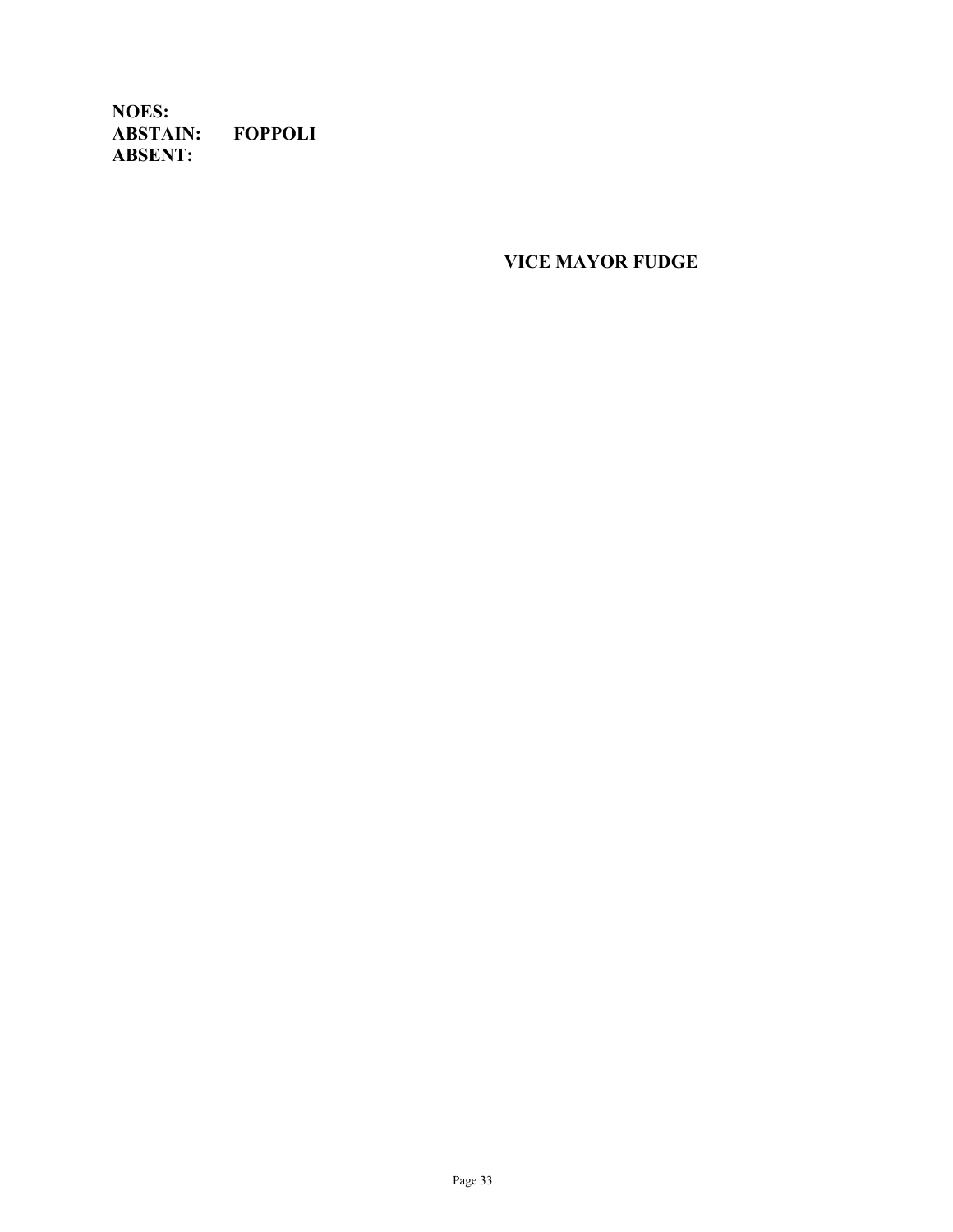**NOES:**
**ABSTAIN: FOPPOLI**
**ABSENT:**

**VICE MAYOR FUDGE**